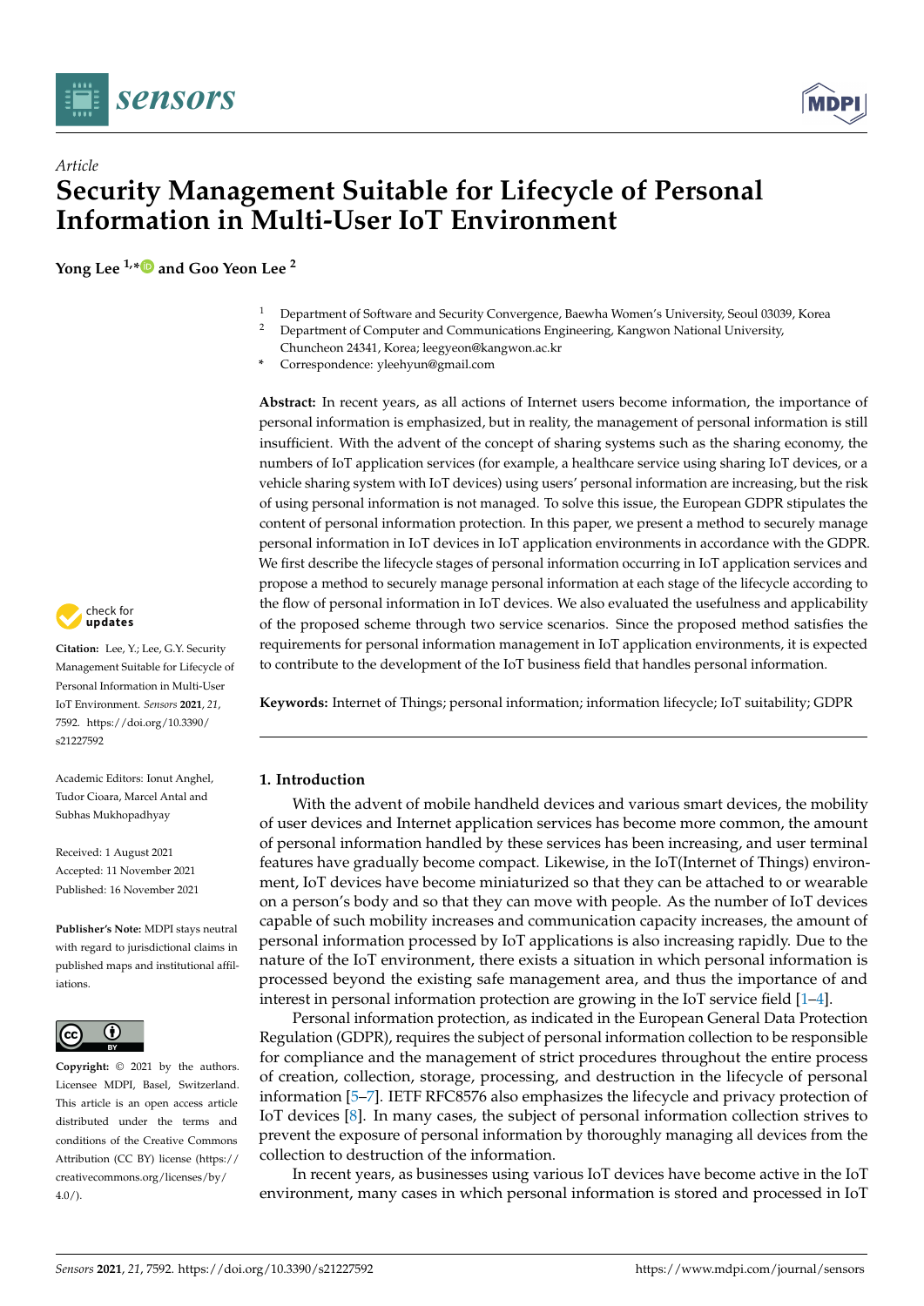*Article*

# Security Management Suitable for Lifecycle of Personal Information in Multi-User IoT Environment

**Yong Lee [1,*] and Goo Yeon Lee [2]**

[1] Department of Software and Security Convergence, Baewha Women's University, Seoul 03039, Korea
[2] Department of Computer and Communications Engineering, Kangwon National University, Chuncheon 24341, Korea; leegyeon@kangwon.ac.kr
\* Correspondence: yleehyun@gmail.com

**Abstract:** In recent years, as all actions of Internet users become information, the importance of personal information is emphasized, but in reality, the management of personal information is still insufficient. With the advent of the concept of sharing systems such as the sharing economy, the numbers of IoT application services (for example, a healthcare service using sharing IoT devices, or a vehicle sharing system with IoT devices) using users' personal information are increasing, but the risk of using personal information is not managed. To solve this issue, the European GDPR stipulates the content of personal information protection. In this paper, we present a method to securely manage personal information in IoT devices in IoT application environments in accordance with the GDPR. We first describe the lifecycle stages of personal information occurring in IoT application services and propose a method to securely manage personal information at each stage of the lifecycle according to the flow of personal information in IoT devices. We also evaluated the usefulness and applicability of the proposed scheme through two service scenarios. Since the proposed method satisfies the requirements for personal information management in IoT application environments, it is expected to contribute to the development of the IoT business field that handles personal information.

**Keywords:** Internet of Things; personal information; information lifecycle; IoT suitability; GDPR

**Citation:** Lee, Y.; Lee, G.Y. Security Management Suitable for Lifecycle of Personal Information in Multi-User IoT Environment. *Sensors* **2021**, *21*, 7592. https://doi.org/10.3390/s21227592

Academic Editors: Ionut Anghel, Tudor Cioara, Marcel Antal and Subhas Mukhopadhyay

Received: 1 August 2021
Accepted: 11 November 2021
Published: 16 November 2021

**Publisher's Note:** MDPI stays neutral with regard to jurisdictional claims in published maps and institutional affiliations.

**Copyright:** © 2021 by the authors. Licensee MDPI, Basel, Switzerland. This article is an open access article distributed under the terms and conditions of the Creative Commons Attribution (CC BY) license (https://creativecommons.org/licenses/by/4.0/).

## 1. Introduction

With the advent of mobile handheld devices and various smart devices, the mobility of user devices and Internet application services has become more common, the amount of personal information handled by these services has been increasing, and user terminal features have gradually become compact. Likewise, in the IoT(Internet of Things) environment, IoT devices have become miniaturized so that they can be attached to or wearable on a person's body and so that they can move with people. As the number of IoT devices capable of such mobility increases and communication capacity increases, the amount of personal information processed by IoT applications is also increasing rapidly. Due to the nature of the IoT environment, there exists a situation in which personal information is processed beyond the existing safe management area, and thus the importance of and interest in personal information protection are growing in the IoT service field [1–4].

Personal information protection, as indicated in the European General Data Protection Regulation (GDPR), requires the subject of personal information collection to be responsible for compliance and the management of strict procedures throughout the entire process of creation, collection, storage, processing, and destruction in the lifecycle of personal information [5–7]. IETF RFC8576 also emphasizes the lifecycle and privacy protection of IoT devices [8]. In many cases, the subject of personal information collection strives to prevent the exposure of personal information by thoroughly managing all devices from the collection to destruction of the information.

In recent years, as businesses using various IoT devices have become active in the IoT environment, many cases in which personal information is stored and processed in IoT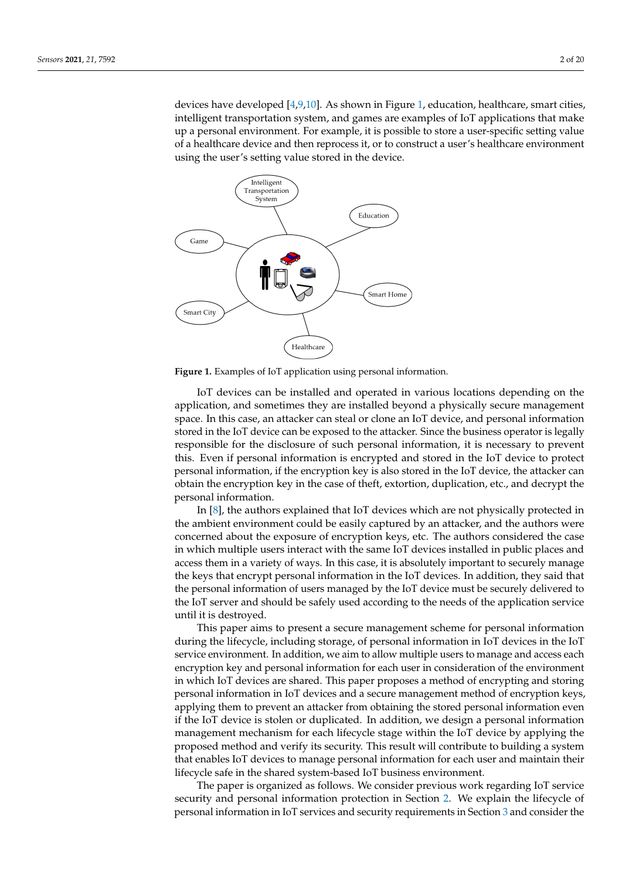devices have developed [4,9,10]. As shown in Figure 1, education, healthcare, smart cities, intelligent transportation system, and games are examples of IoT applications that make up a personal environment. For example, it is possible to store a user-specific setting value of a healthcare device and then reprocess it, or to construct a user's healthcare environment using the user's setting value stored in the device.

**Figure 1.** Examples of IoT application using personal information.

IoT devices can be installed and operated in various locations depending on the application, and sometimes they are installed beyond a physically secure management space. In this case, an attacker can steal or clone an IoT device, and personal information stored in the IoT device can be exposed to the attacker. Since the business operator is legally responsible for the disclosure of such personal information, it is necessary to prevent this. Even if personal information is encrypted and stored in the IoT device to protect personal information, if the encryption key is also stored in the IoT device, the attacker can obtain the encryption key in the case of theft, extortion, duplication, etc., and decrypt the personal information.

In [8], the authors explained that IoT devices which are not physically protected in the ambient environment could be easily captured by an attacker, and the authors were concerned about the exposure of encryption keys, etc. The authors considered the case in which multiple users interact with the same IoT devices installed in public places and access them in a variety of ways. In this case, it is absolutely important to securely manage the keys that encrypt personal information in the IoT devices. In addition, they said that the personal information of users managed by the IoT device must be securely delivered to the IoT server and should be safely used according to the needs of the application service until it is destroyed.

This paper aims to present a secure management scheme for personal information during the lifecycle, including storage, of personal information in IoT devices in the IoT service environment. In addition, we aim to allow multiple users to manage and access each encryption key and personal information for each user in consideration of the environment in which IoT devices are shared. This paper proposes a method of encrypting and storing personal information in IoT devices and a secure management method of encryption keys, applying them to prevent an attacker from obtaining the stored personal information even if the IoT device is stolen or duplicated. In addition, we design a personal information management mechanism for each lifecycle stage within the IoT device by applying the proposed method and verify its security. This result will contribute to building a system that enables IoT devices to manage personal information for each user and maintain their lifecycle safe in the shared system-based IoT business environment.

The paper is organized as follows. We consider previous work regarding IoT service security and personal information protection in Section 2. We explain the lifecycle of personal information in IoT services and security requirements in Section 3 and consider the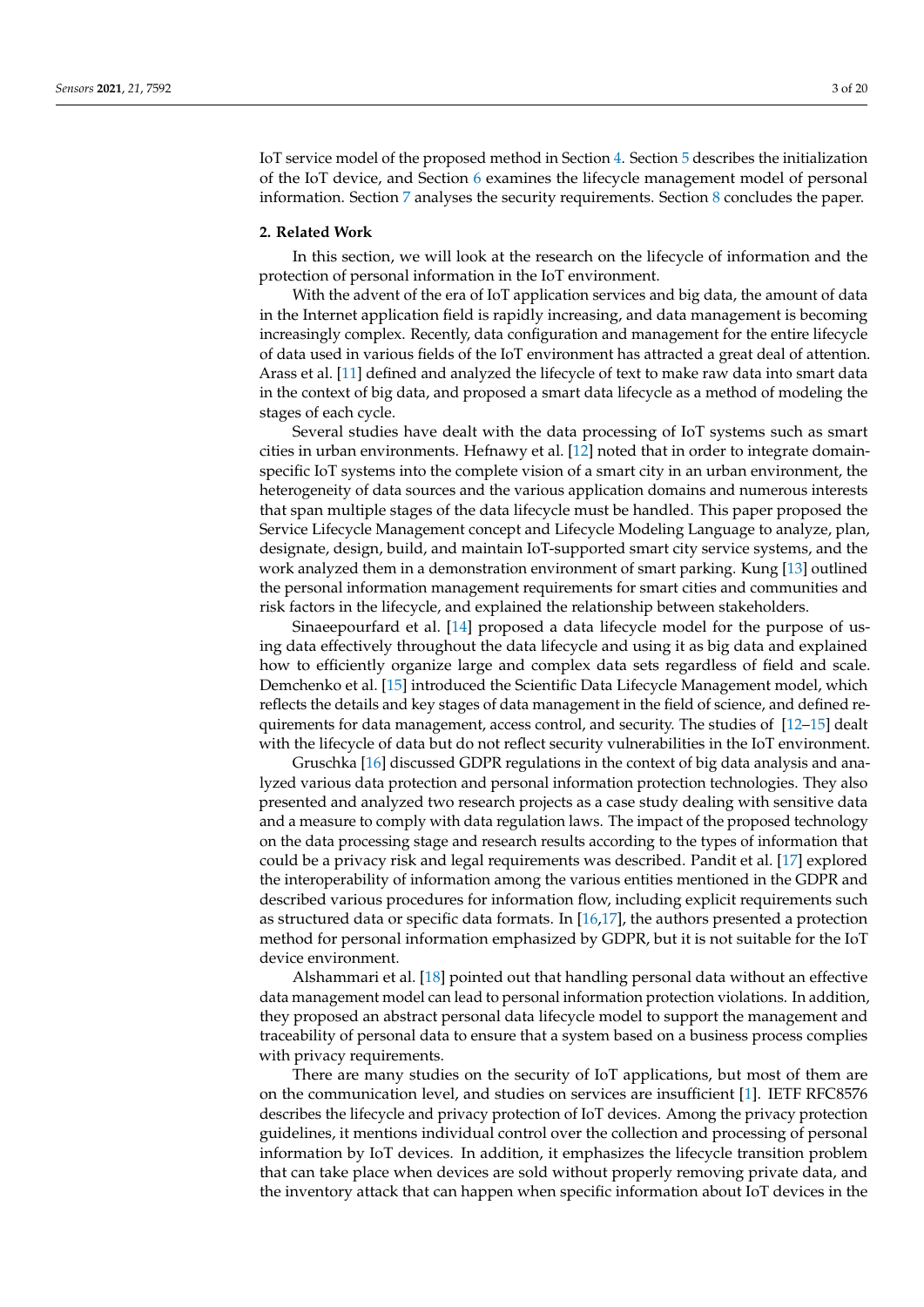IoT service model of the proposed method in Section 4. Section 5 describes the initialization of the IoT device, and Section 6 examines the lifecycle management model of personal information. Section 7 analyses the security requirements. Section 8 concludes the paper.

## 2. Related Work

In this section, we will look at the research on the lifecycle of information and the protection of personal information in the IoT environment.

With the advent of the era of IoT application services and big data, the amount of data in the Internet application field is rapidly increasing, and data management is becoming increasingly complex. Recently, data configuration and management for the entire lifecycle of data used in various fields of the IoT environment has attracted a great deal of attention. Arass et al. [11] defined and analyzed the lifecycle of text to make raw data into smart data in the context of big data, and proposed a smart data lifecycle as a method of modeling the stages of each cycle.

Several studies have dealt with the data processing of IoT systems such as smart cities in urban environments. Hefnawy et al. [12] noted that in order to integrate domain-specific IoT systems into the complete vision of a smart city in an urban environment, the heterogeneity of data sources and the various application domains and numerous interests that span multiple stages of the data lifecycle must be handled. This paper proposed the Service Lifecycle Management concept and Lifecycle Modeling Language to analyze, plan, designate, design, build, and maintain IoT-supported smart city service systems, and the work analyzed them in a demonstration environment of smart parking. Kung [13] outlined the personal information management requirements for smart cities and communities and risk factors in the lifecycle, and explained the relationship between stakeholders.

Sinaeepourfard et al. [14] proposed a data lifecycle model for the purpose of using data effectively throughout the data lifecycle and using it as big data and explained how to efficiently organize large and complex data sets regardless of field and scale. Demchenko et al. [15] introduced the Scientific Data Lifecycle Management model, which reflects the details and key stages of data management in the field of science, and defined requirements for data management, access control, and security. The studies of [12–15] dealt with the lifecycle of data but do not reflect security vulnerabilities in the IoT environment.

Gruschka [16] discussed GDPR regulations in the context of big data analysis and analyzed various data protection and personal information protection technologies. They also presented and analyzed two research projects as a case study dealing with sensitive data and a measure to comply with data regulation laws. The impact of the proposed technology on the data processing stage and research results according to the types of information that could be a privacy risk and legal requirements was described. Pandit et al. [17] explored the interoperability of information among the various entities mentioned in the GDPR and described various procedures for information flow, including explicit requirements such as structured data or specific data formats. In [16,17], the authors presented a protection method for personal information emphasized by GDPR, but it is not suitable for the IoT device environment.

Alshammari et al. [18] pointed out that handling personal data without an effective data management model can lead to personal information protection violations. In addition, they proposed an abstract personal data lifecycle model to support the management and traceability of personal data to ensure that a system based on a business process complies with privacy requirements.

There are many studies on the security of IoT applications, but most of them are on the communication level, and studies on services are insufficient [1]. IETF RFC8576 describes the lifecycle and privacy protection of IoT devices. Among the privacy protection guidelines, it mentions individual control over the collection and processing of personal information by IoT devices. In addition, it emphasizes the lifecycle transition problem that can take place when devices are sold without properly removing private data, and the inventory attack that can happen when specific information about IoT devices in the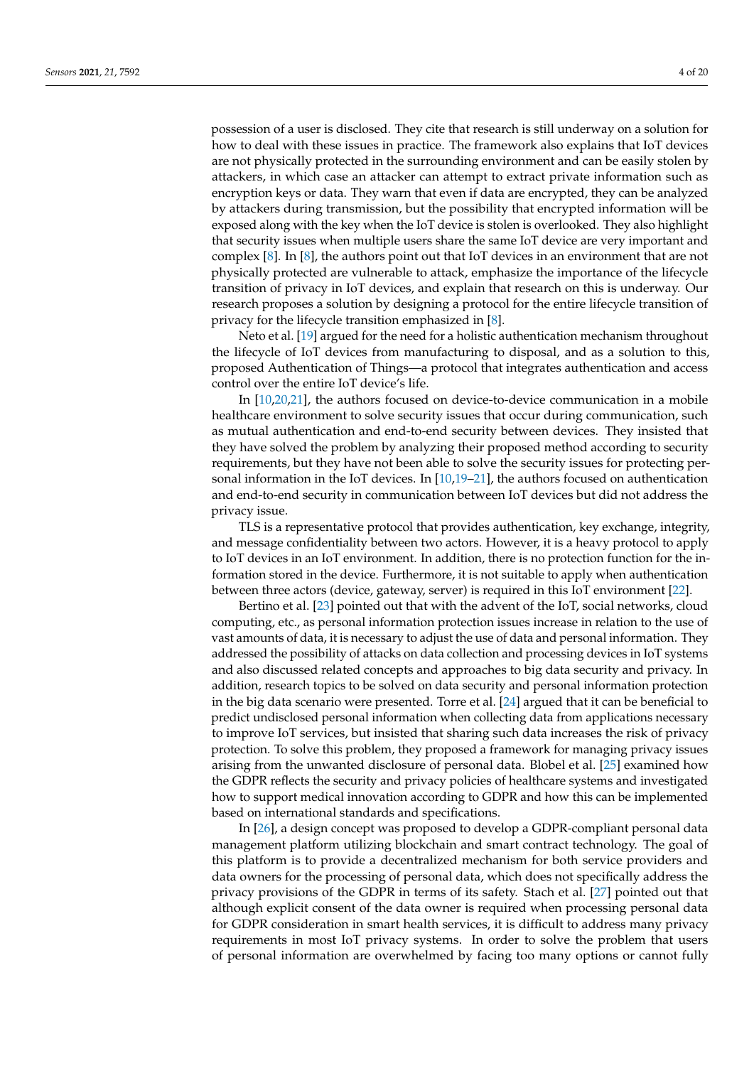possession of a user is disclosed. They cite that research is still underway on a solution for how to deal with these issues in practice. The framework also explains that IoT devices are not physically protected in the surrounding environment and can be easily stolen by attackers, in which case an attacker can attempt to extract private information such as encryption keys or data. They warn that even if data are encrypted, they can be analyzed by attackers during transmission, but the possibility that encrypted information will be exposed along with the key when the IoT device is stolen is overlooked. They also highlight that security issues when multiple users share the same IoT device are very important and complex [8]. In [8], the authors point out that IoT devices in an environment that are not physically protected are vulnerable to attack, emphasize the importance of the lifecycle transition of privacy in IoT devices, and explain that research on this is underway. Our research proposes a solution by designing a protocol for the entire lifecycle transition of privacy for the lifecycle transition emphasized in [8].

Neto et al. [19] argued for the need for a holistic authentication mechanism throughout the lifecycle of IoT devices from manufacturing to disposal, and as a solution to this, proposed Authentication of Things—a protocol that integrates authentication and access control over the entire IoT device's life.

In [10,20,21], the authors focused on device-to-device communication in a mobile healthcare environment to solve security issues that occur during communication, such as mutual authentication and end-to-end security between devices. They insisted that they have solved the problem by analyzing their proposed method according to security requirements, but they have not been able to solve the security issues for protecting personal information in the IoT devices. In [10,19–21], the authors focused on authentication and end-to-end security in communication between IoT devices but did not address the privacy issue.

TLS is a representative protocol that provides authentication, key exchange, integrity, and message confidentiality between two actors. However, it is a heavy protocol to apply to IoT devices in an IoT environment. In addition, there is no protection function for the information stored in the device. Furthermore, it is not suitable to apply when authentication between three actors (device, gateway, server) is required in this IoT environment [22].

Bertino et al. [23] pointed out that with the advent of the IoT, social networks, cloud computing, etc., as personal information protection issues increase in relation to the use of vast amounts of data, it is necessary to adjust the use of data and personal information. They addressed the possibility of attacks on data collection and processing devices in IoT systems and also discussed related concepts and approaches to big data security and privacy. In addition, research topics to be solved on data security and personal information protection in the big data scenario were presented. Torre et al. [24] argued that it can be beneficial to predict undisclosed personal information when collecting data from applications necessary to improve IoT services, but insisted that sharing such data increases the risk of privacy protection. To solve this problem, they proposed a framework for managing privacy issues arising from the unwanted disclosure of personal data. Blobel et al. [25] examined how the GDPR reflects the security and privacy policies of healthcare systems and investigated how to support medical innovation according to GDPR and how this can be implemented based on international standards and specifications.

In [26], a design concept was proposed to develop a GDPR-compliant personal data management platform utilizing blockchain and smart contract technology. The goal of this platform is to provide a decentralized mechanism for both service providers and data owners for the processing of personal data, which does not specifically address the privacy provisions of the GDPR in terms of its safety. Stach et al. [27] pointed out that although explicit consent of the data owner is required when processing personal data for GDPR consideration in smart health services, it is difficult to address many privacy requirements in most IoT privacy systems. In order to solve the problem that users of personal information are overwhelmed by facing too many options or cannot fully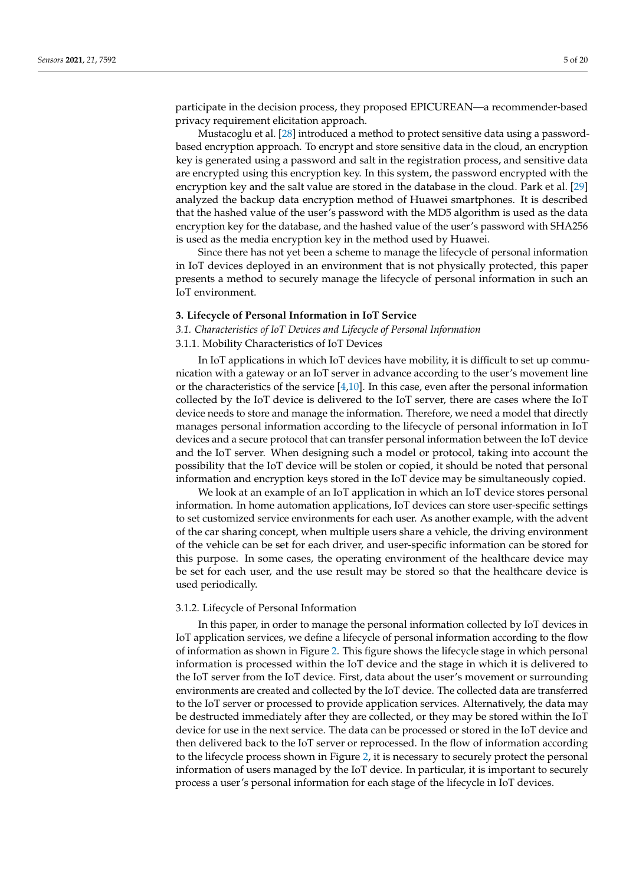participate in the decision process, they proposed EPICUREAN—a recommender-based privacy requirement elicitation approach.

Mustacoglu et al. [28] introduced a method to protect sensitive data using a password-based encryption approach. To encrypt and store sensitive data in the cloud, an encryption key is generated using a password and salt in the registration process, and sensitive data are encrypted using this encryption key. In this system, the password encrypted with the encryption key and the salt value are stored in the database in the cloud. Park et al. [29] analyzed the backup data encryption method of Huawei smartphones. It is described that the hashed value of the user's password with the MD5 algorithm is used as the data encryption key for the database, and the hashed value of the user's password with SHA256 is used as the media encryption key in the method used by Huawei.

Since there has not yet been a scheme to manage the lifecycle of personal information in IoT devices deployed in an environment that is not physically protected, this paper presents a method to securely manage the lifecycle of personal information in such an IoT environment.

## 3. Lifecycle of Personal Information in IoT Service

### *3.1. Characteristics of IoT Devices and Lifecycle of Personal Information*

#### 3.1.1. Mobility Characteristics of IoT Devices

In IoT applications in which IoT devices have mobility, it is difficult to set up communication with a gateway or an IoT server in advance according to the user's movement line or the characteristics of the service [4,10]. In this case, even after the personal information collected by the IoT device is delivered to the IoT server, there are cases where the IoT device needs to store and manage the information. Therefore, we need a model that directly manages personal information according to the lifecycle of personal information in IoT devices and a secure protocol that can transfer personal information between the IoT device and the IoT server. When designing such a model or protocol, taking into account the possibility that the IoT device will be stolen or copied, it should be noted that personal information and encryption keys stored in the IoT device may be simultaneously copied.

We look at an example of an IoT application in which an IoT device stores personal information. In home automation applications, IoT devices can store user-specific settings to set customized service environments for each user. As another example, with the advent of the car sharing concept, when multiple users share a vehicle, the driving environment of the vehicle can be set for each driver, and user-specific information can be stored for this purpose. In some cases, the operating environment of the healthcare device may be set for each user, and the use result may be stored so that the healthcare device is used periodically.

#### 3.1.2. Lifecycle of Personal Information

In this paper, in order to manage the personal information collected by IoT devices in IoT application services, we define a lifecycle of personal information according to the flow of information as shown in Figure 2. This figure shows the lifecycle stage in which personal information is processed within the IoT device and the stage in which it is delivered to the IoT server from the IoT device. First, data about the user's movement or surrounding environments are created and collected by the IoT device. The collected data are transferred to the IoT server or processed to provide application services. Alternatively, the data may be destructed immediately after they are collected, or they may be stored within the IoT device for use in the next service. The data can be processed or stored in the IoT device and then delivered back to the IoT server or reprocessed. In the flow of information according to the lifecycle process shown in Figure 2, it is necessary to securely protect the personal information of users managed by the IoT device. In particular, it is important to securely process a user's personal information for each stage of the lifecycle in IoT devices.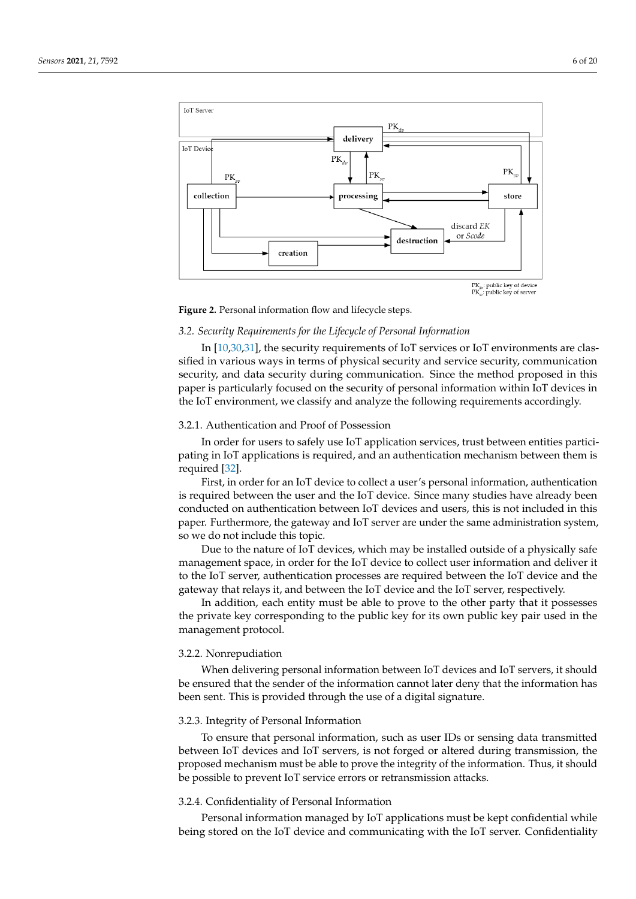**Figure 2.** Personal information flow and lifecycle steps.

### 3.2. Security Requirements for the Lifecycle of Personal Information

In [10,30,31], the security requirements of IoT services or IoT environments are classified in various ways in terms of physical security and service security, communication security, and data security during communication. Since the method proposed in this paper is particularly focused on the security of personal information within IoT devices in the IoT environment, we classify and analyze the following requirements accordingly.

#### 3.2.1. Authentication and Proof of Possession

In order for users to safely use IoT application services, trust between entities participating in IoT applications is required, and an authentication mechanism between them is required [32].

First, in order for an IoT device to collect a user's personal information, authentication is required between the user and the IoT device. Since many studies have already been conducted on authentication between IoT devices and users, this is not included in this paper. Furthermore, the gateway and IoT server are under the same administration system, so we do not include this topic.

Due to the nature of IoT devices, which may be installed outside of a physically safe management space, in order for the IoT device to collect user information and deliver it to the IoT server, authentication processes are required between the IoT device and the gateway that relays it, and between the IoT device and the IoT server, respectively.

In addition, each entity must be able to prove to the other party that it possesses the private key corresponding to the public key for its own public key pair used in the management protocol.

#### 3.2.2. Nonrepudiation

When delivering personal information between IoT devices and IoT servers, it should be ensured that the sender of the information cannot later deny that the information has been sent. This is provided through the use of a digital signature.

#### 3.2.3. Integrity of Personal Information

To ensure that personal information, such as user IDs or sensing data transmitted between IoT devices and IoT servers, is not forged or altered during transmission, the proposed mechanism must be able to prove the integrity of the information. Thus, it should be possible to prevent IoT service errors or retransmission attacks.

#### 3.2.4. Confidentiality of Personal Information

Personal information managed by IoT applications must be kept confidential while being stored on the IoT device and communicating with the IoT server. Confidentiality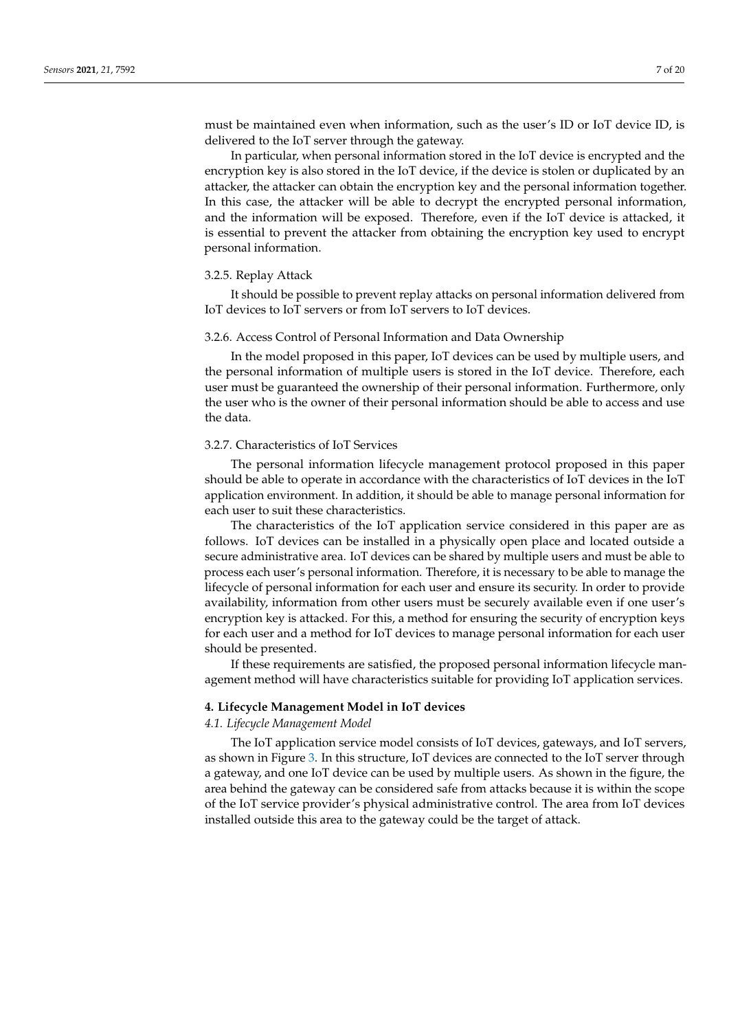must be maintained even when information, such as the user's ID or IoT device ID, is delivered to the IoT server through the gateway.

In particular, when personal information stored in the IoT device is encrypted and the encryption key is also stored in the IoT device, if the device is stolen or duplicated by an attacker, the attacker can obtain the encryption key and the personal information together. In this case, the attacker will be able to decrypt the encrypted personal information, and the information will be exposed. Therefore, even if the IoT device is attacked, it is essential to prevent the attacker from obtaining the encryption key used to encrypt personal information.

#### 3.2.5. Replay Attack

It should be possible to prevent replay attacks on personal information delivered from IoT devices to IoT servers or from IoT servers to IoT devices.

#### 3.2.6. Access Control of Personal Information and Data Ownership

In the model proposed in this paper, IoT devices can be used by multiple users, and the personal information of multiple users is stored in the IoT device. Therefore, each user must be guaranteed the ownership of their personal information. Furthermore, only the user who is the owner of their personal information should be able to access and use the data.

#### 3.2.7. Characteristics of IoT Services

The personal information lifecycle management protocol proposed in this paper should be able to operate in accordance with the characteristics of IoT devices in the IoT application environment. In addition, it should be able to manage personal information for each user to suit these characteristics.

The characteristics of the IoT application service considered in this paper are as follows. IoT devices can be installed in a physically open place and located outside a secure administrative area. IoT devices can be shared by multiple users and must be able to process each user's personal information. Therefore, it is necessary to be able to manage the lifecycle of personal information for each user and ensure its security. In order to provide availability, information from other users must be securely available even if one user's encryption key is attacked. For this, a method for ensuring the security of encryption keys for each user and a method for IoT devices to manage personal information for each user should be presented.

If these requirements are satisfied, the proposed personal information lifecycle management method will have characteristics suitable for providing IoT application services.

## 4. Lifecycle Management Model in IoT devices

### *4.1. Lifecycle Management Model*

The IoT application service model consists of IoT devices, gateways, and IoT servers, as shown in Figure 3. In this structure, IoT devices are connected to the IoT server through a gateway, and one IoT device can be used by multiple users. As shown in the figure, the area behind the gateway can be considered safe from attacks because it is within the scope of the IoT service provider's physical administrative control. The area from IoT devices installed outside this area to the gateway could be the target of attack.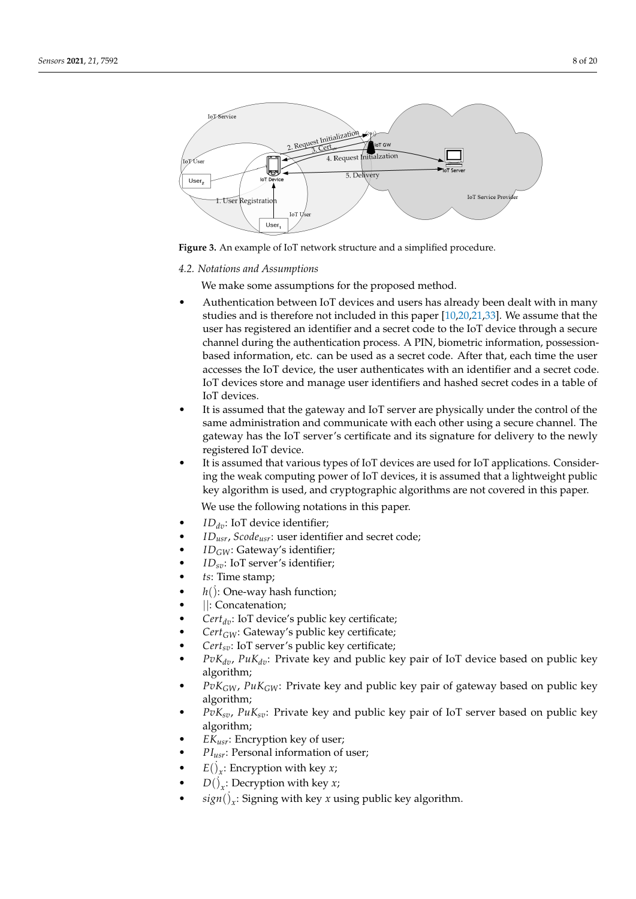Figure 3. An example of IoT network structure and a simplified procedure.

### 4.2. Notations and Assumptions

We make some assumptions for the proposed method.

- Authentication between IoT devices and users has already been dealt with in many studies and is therefore not included in this paper [10,20,21,33]. We assume that the user has registered an identifier and a secret code to the IoT device through a secure channel during the authentication process. A PIN, biometric information, possession-based information, etc. can be used as a secret code. After that, each time the user accesses the IoT device, the user authenticates with an identifier and a secret code. IoT devices store and manage user identifiers and hashed secret codes in a table of IoT devices.
- It is assumed that the gateway and IoT server are physically under the control of the same administration and communicate with each other using a secure channel. The gateway has the IoT server's certificate and its signature for delivery to the newly registered IoT device.
- It is assumed that various types of IoT devices are used for IoT applications. Considering the weak computing power of IoT devices, it is assumed that a lightweight public key algorithm is used, and cryptographic algorithms are not covered in this paper.

We use the following notations in this paper.

- $ID_{dv}$: IoT device identifier;
- $ID_{usr}$, $Scode_{usr}$: user identifier and secret code;
- $ID_{GW}$: Gateway's identifier;
- $ID_{sv}$: IoT server's identifier;
- $ts$: Time stamp;
- $h(\dot{})$: One-way hash function;
- $||$: Concatenation;
- $Cert_{dv}$: IoT device's public key certificate;
- $Cert_{GW}$: Gateway's public key certificate;
- $Cert_{sv}$: IoT server's public key certificate;
- $PvK_{dv}$, $PuK_{dv}$: Private key and public key pair of IoT device based on public key algorithm;
- $PvK_{GW}$, $PuK_{GW}$: Private key and public key pair of gateway based on public key algorithm;
- $PvK_{sv}$, $PuK_{sv}$: Private key and public key pair of IoT server based on public key algorithm;
- $EK_{usr}$: Encryption key of user;
- $PI_{usr}$: Personal information of user;
- $E(\dot{})_x$: Encryption with key $x$;
- $D(\dot{})_x$: Decryption with key $x$;
- $sign(\dot{})_x$: Signing with key $x$ using public key algorithm.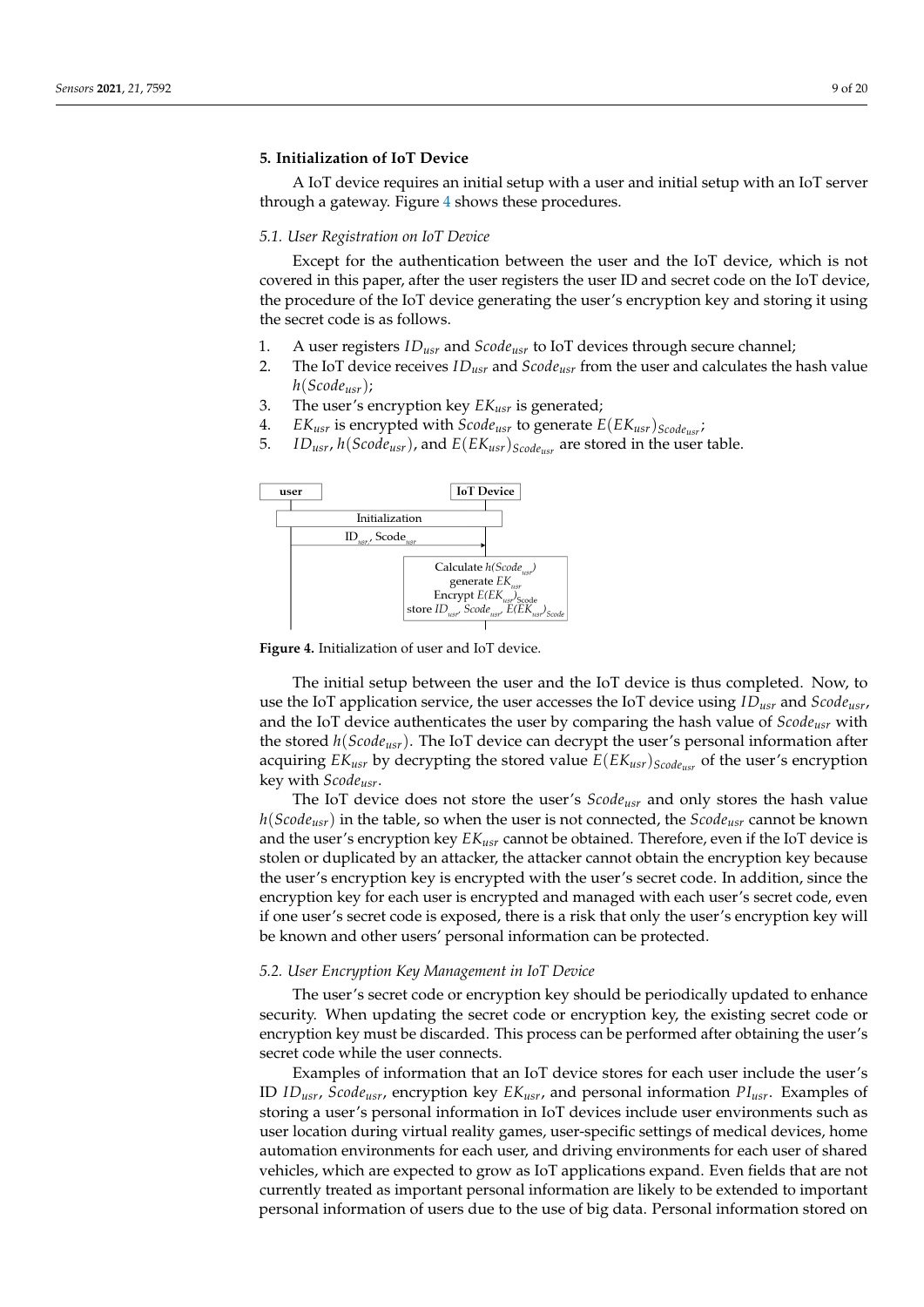## 5. Initialization of IoT Device

A IoT device requires an initial setup with a user and initial setup with an IoT server through a gateway. Figure 4 shows these procedures.

### 5.1. User Registration on IoT Device

Except for the authentication between the user and the IoT device, which is not covered in this paper, after the user registers the user ID and secret code on the IoT device, the procedure of the IoT device generating the user's encryption key and storing it using the secret code is as follows.

1. A user registers $ID_{usr}$ and $Scode_{usr}$ to IoT devices through secure channel;
2. The IoT device receives $ID_{usr}$ and $Scode_{usr}$ from the user and calculates the hash value $h(Scode_{usr})$;
3. The user's encryption key $EK_{usr}$ is generated;
4. $EK_{usr}$ is encrypted with $Scode_{usr}$ to generate $E(EK_{usr})_{Scode_{usr}}$;
5. $ID_{usr}$, $h(Scode_{usr})$, and $E(EK_{usr})_{Scode_{usr}}$ are stored in the user table.

**Figure 4.** Initialization of user and IoT device.

The initial setup between the user and the IoT device is thus completed. Now, to use the IoT application service, the user accesses the IoT device using $ID_{usr}$ and $Scode_{usr}$, and the IoT device authenticates the user by comparing the hash value of $Scode_{usr}$ with the stored $h(Scode_{usr})$. The IoT device can decrypt the user's personal information after acquiring $EK_{usr}$ by decrypting the stored value $E(EK_{usr})_{Scode_{usr}}$ of the user's encryption key with $Scode_{usr}$.

The IoT device does not store the user's $Scode_{usr}$ and only stores the hash value $h(Scode_{usr})$ in the table, so when the user is not connected, the $Scode_{usr}$ cannot be known and the user's encryption key $EK_{usr}$ cannot be obtained. Therefore, even if the IoT device is stolen or duplicated by an attacker, the attacker cannot obtain the encryption key because the user's encryption key is encrypted with the user's secret code. In addition, since the encryption key for each user is encrypted and managed with each user's secret code, even if one user's secret code is exposed, there is a risk that only the user's encryption key will be known and other users' personal information can be protected.

### 5.2. User Encryption Key Management in IoT Device

The user's secret code or encryption key should be periodically updated to enhance security. When updating the secret code or encryption key, the existing secret code or encryption key must be discarded. This process can be performed after obtaining the user's secret code while the user connects.

Examples of information that an IoT device stores for each user include the user's ID $ID_{usr}$, $Scode_{usr}$, encryption key $EK_{usr}$, and personal information $PI_{usr}$. Examples of storing a user's personal information in IoT devices include user environments such as user location during virtual reality games, user-specific settings of medical devices, home automation environments for each user, and driving environments for each user of shared vehicles, which are expected to grow as IoT applications expand. Even fields that are not currently treated as important personal information are likely to be extended to important personal information of users due to the use of big data. Personal information stored on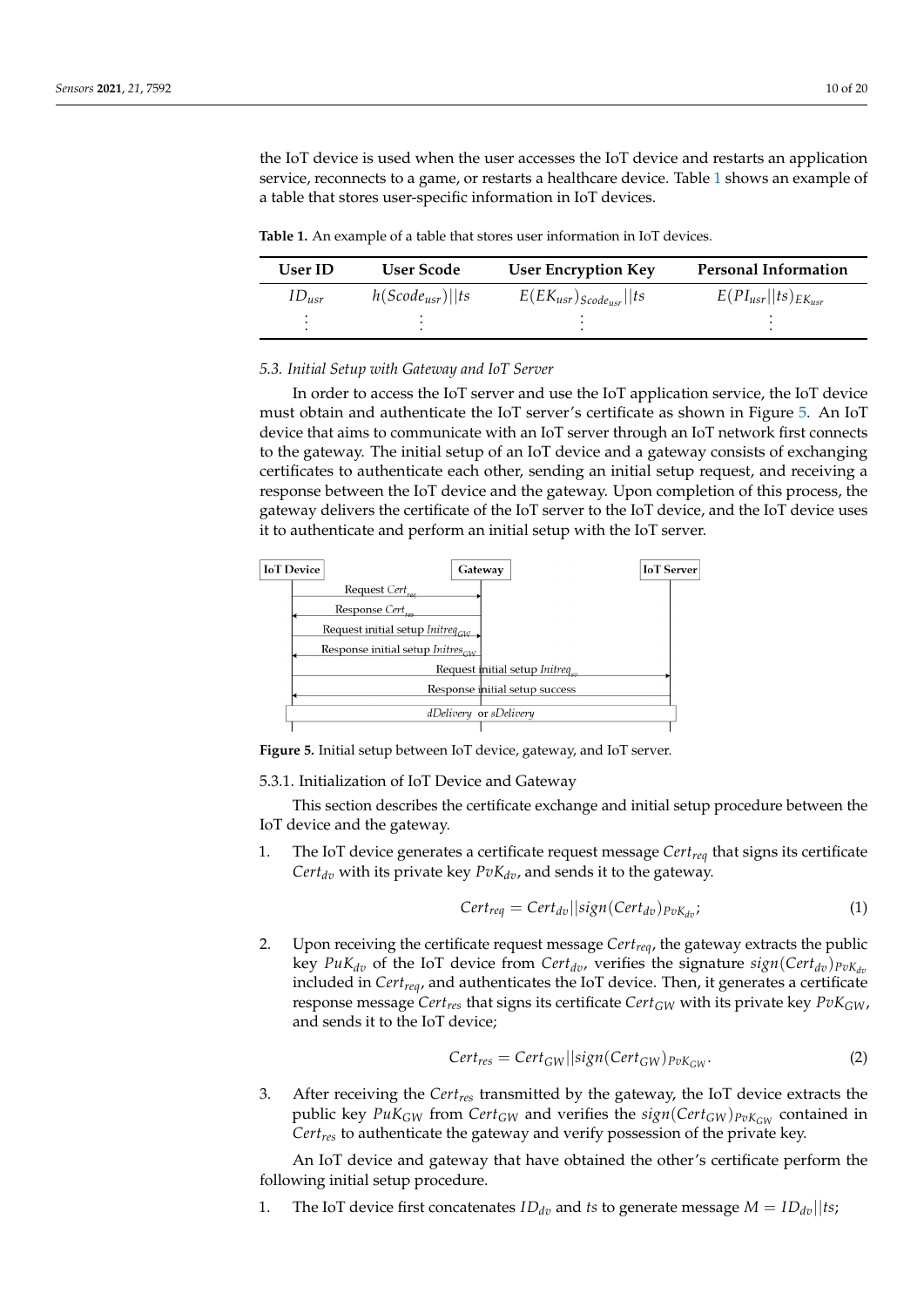the IoT device is used when the user accesses the IoT device and restarts an application service, reconnects to a game, or restarts a healthcare device. Table 1 shows an example of a table that stores user-specific information in IoT devices.

**Table 1.** An example of a table that stores user information in IoT devices.

| User ID | User Scode | User Encryption Key | Personal Information |
|---|---|---|---|
| $ID_{usr}$ | $h(Scode_{usr})\|\|ts$ | $E(EK_{usr})_{Scode_{usr}}\|\|ts$ | $E(PI_{usr}\|\|ts)_{EK_{usr}}$ |
| ⋮ | ⋮ | ⋮ | ⋮ |

### 5.3. Initial Setup with Gateway and IoT Server

In order to access the IoT server and use the IoT application service, the IoT device must obtain and authenticate the IoT server's certificate as shown in Figure 5. An IoT device that aims to communicate with an IoT server through an IoT network first connects to the gateway. The initial setup of an IoT device and a gateway consists of exchanging certificates to authenticate each other, sending an initial setup request, and receiving a response between the IoT device and the gateway. Upon completion of this process, the gateway delivers the certificate of the IoT server to the IoT device, and the IoT device uses it to authenticate and perform an initial setup with the IoT server.

IoT Device | Gateway | IoT Server

Request $Cert_{req}$ (IoT Device → Gateway)

Response $Cert_{res}$ (Gateway → IoT Device)

Request initial setup $Initreq_{GW}$ (IoT Device → Gateway)

Response initial setup $Initres_{GW}$ (Gateway → IoT Device)

Request initial setup $Initreq_{sv}$ (IoT Device → IoT Server)

Response initial setup success (IoT Server → IoT Device)

*dDelivery* or *sDelivery*

**Figure 5.** Initial setup between IoT device, gateway, and IoT server.

#### 5.3.1. Initialization of IoT Device and Gateway

This section describes the certificate exchange and initial setup procedure between the IoT device and the gateway.

1. The IoT device generates a certificate request message $Cert_{req}$ that signs its certificate $Cert_{dv}$ with its private key $PvK_{dv}$, and sends it to the gateway.

$$Cert_{req} = Cert_{dv}||sign(Cert_{dv})_{PvK_{dv}}; \tag{1}$$

2. Upon receiving the certificate request message $Cert_{req}$, the gateway extracts the public key $PuK_{dv}$ of the IoT device from $Cert_{dv}$, verifies the signature $sign(Cert_{dv})_{PvK_{dv}}$ included in $Cert_{req}$, and authenticates the IoT device. Then, it generates a certificate response message $Cert_{res}$ that signs its certificate $Cert_{GW}$ with its private key $PvK_{GW}$, and sends it to the IoT device;

$$Cert_{res} = Cert_{GW}||sign(Cert_{GW})_{PvK_{GW}}. \tag{2}$$

3. After receiving the $Cert_{res}$ transmitted by the gateway, the IoT device extracts the public key $PuK_{GW}$ from $Cert_{GW}$ and verifies the $sign(Cert_{GW})_{PvK_{GW}}$ contained in $Cert_{res}$ to authenticate the gateway and verify possession of the private key.

An IoT device and gateway that have obtained the other's certificate perform the following initial setup procedure.

1. The IoT device first concatenates $ID_{dv}$ and $ts$ to generate message $M = ID_{dv}||ts$;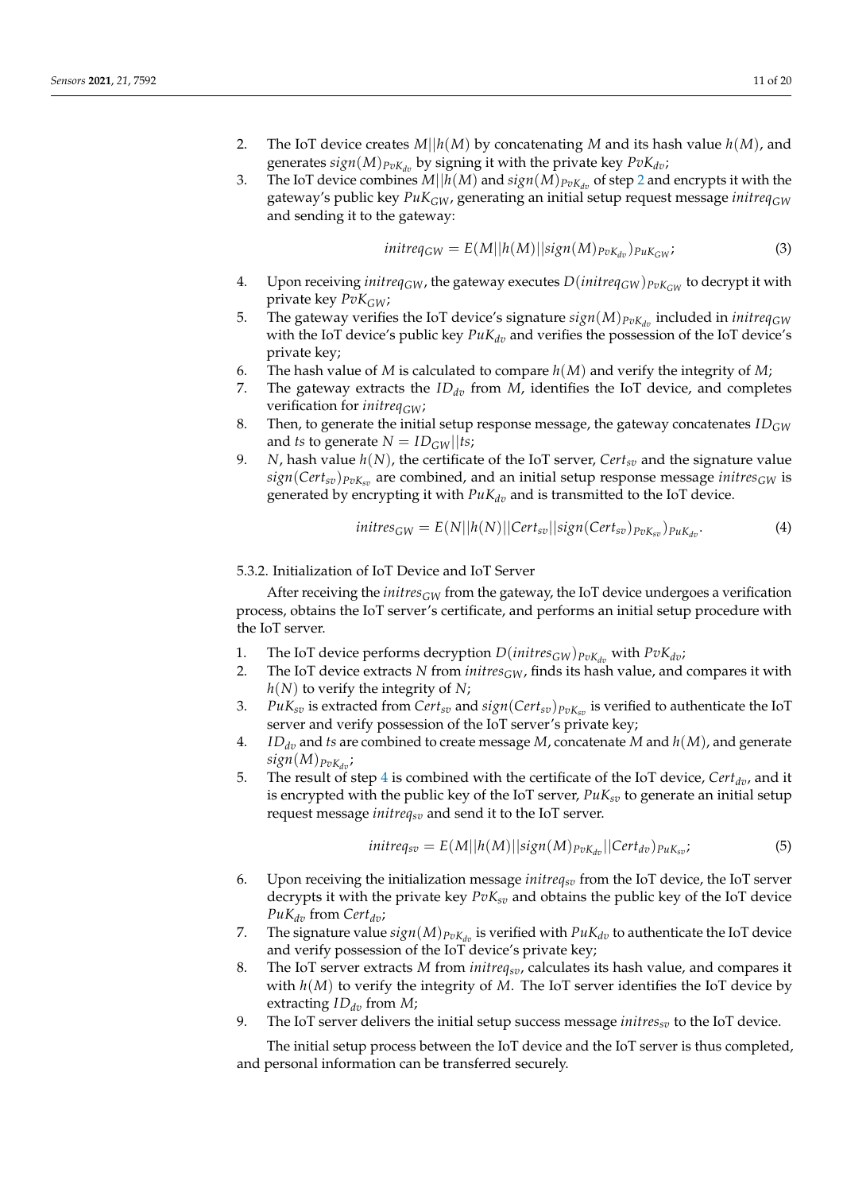2. The IoT device creates $M||h(M)$ by concatenating $M$ and its hash value $h(M)$, and generates $sign(M)_{PvK_{dv}}$ by signing it with the private key $PvK_{dv}$;
3. The IoT device combines $M||h(M)$ and $sign(M)_{PvK_{dv}}$ of step 2 and encrypts it with the gateway's public key $PuK_{GW}$, generating an initial setup request message $initreq_{GW}$ and sending it to the gateway:

$$initreq_{GW} = E(M||h(M)||sign(M)_{PvK_{dv}})_{PuK_{GW}}; \tag{3}$$

4. Upon receiving $initreq_{GW}$, the gateway executes $D(initreq_{GW})_{PvK_{GW}}$ to decrypt it with private key $PvK_{GW}$;
5. The gateway verifies the IoT device's signature $sign(M)_{PvK_{dv}}$ included in $initreq_{GW}$ with the IoT device's public key $PuK_{dv}$ and verifies the possession of the IoT device's private key;
6. The hash value of $M$ is calculated to compare $h(M)$ and verify the integrity of $M$;
7. The gateway extracts the $ID_{dv}$ from $M$, identifies the IoT device, and completes verification for $initreq_{GW}$;
8. Then, to generate the initial setup response message, the gateway concatenates $ID_{GW}$ and $ts$ to generate $N = ID_{GW}||ts$;
9. $N$, hash value $h(N)$, the certificate of the IoT server, $Cert_{sv}$ and the signature value $sign(Cert_{sv})_{PvK_{sv}}$ are combined, and an initial setup response message $initres_{GW}$ is generated by encrypting it with $PuK_{dv}$ and is transmitted to the IoT device.

$$initres_{GW} = E(N||h(N)||Cert_{sv}||sign(Cert_{sv})_{PvK_{sv}})_{PuK_{dv}}. \tag{4}$$

#### 5.3.2. Initialization of IoT Device and IoT Server

After receiving the $initres_{GW}$ from the gateway, the IoT device undergoes a verification process, obtains the IoT server's certificate, and performs an initial setup procedure with the IoT server.

1. The IoT device performs decryption $D(initres_{GW})_{PvK_{dv}}$ with $PvK_{dv}$;
2. The IoT device extracts $N$ from $initres_{GW}$, finds its hash value, and compares it with $h(N)$ to verify the integrity of $N$;
3. $PuK_{sv}$ is extracted from $Cert_{sv}$ and $sign(Cert_{sv})_{PvK_{sv}}$ is verified to authenticate the IoT server and verify possession of the IoT server's private key;
4. $ID_{dv}$ and $ts$ are combined to create message $M$, concatenate $M$ and $h(M)$, and generate $sign(M)_{PvK_{dv}}$;
5. The result of step 4 is combined with the certificate of the IoT device, $Cert_{dv}$, and it is encrypted with the public key of the IoT server, $PuK_{sv}$ to generate an initial setup request message $initreq_{sv}$ and send it to the IoT server.

$$initreq_{sv} = E(M||h(M)||sign(M)_{PvK_{dv}}||Cert_{dv})_{PuK_{sv}}; \tag{5}$$

6. Upon receiving the initialization message $initreq_{sv}$ from the IoT device, the IoT server decrypts it with the private key $PvK_{sv}$ and obtains the public key of the IoT device $PuK_{dv}$ from $Cert_{dv}$;
7. The signature value $sign(M)_{PvK_{dv}}$ is verified with $PuK_{dv}$ to authenticate the IoT device and verify possession of the IoT device's private key;
8. The IoT server extracts $M$ from $initreq_{sv}$, calculates its hash value, and compares it with $h(M)$ to verify the integrity of $M$. The IoT server identifies the IoT device by extracting $ID_{dv}$ from $M$;
9. The IoT server delivers the initial setup success message $initres_{sv}$ to the IoT device.

The initial setup process between the IoT device and the IoT server is thus completed, and personal information can be transferred securely.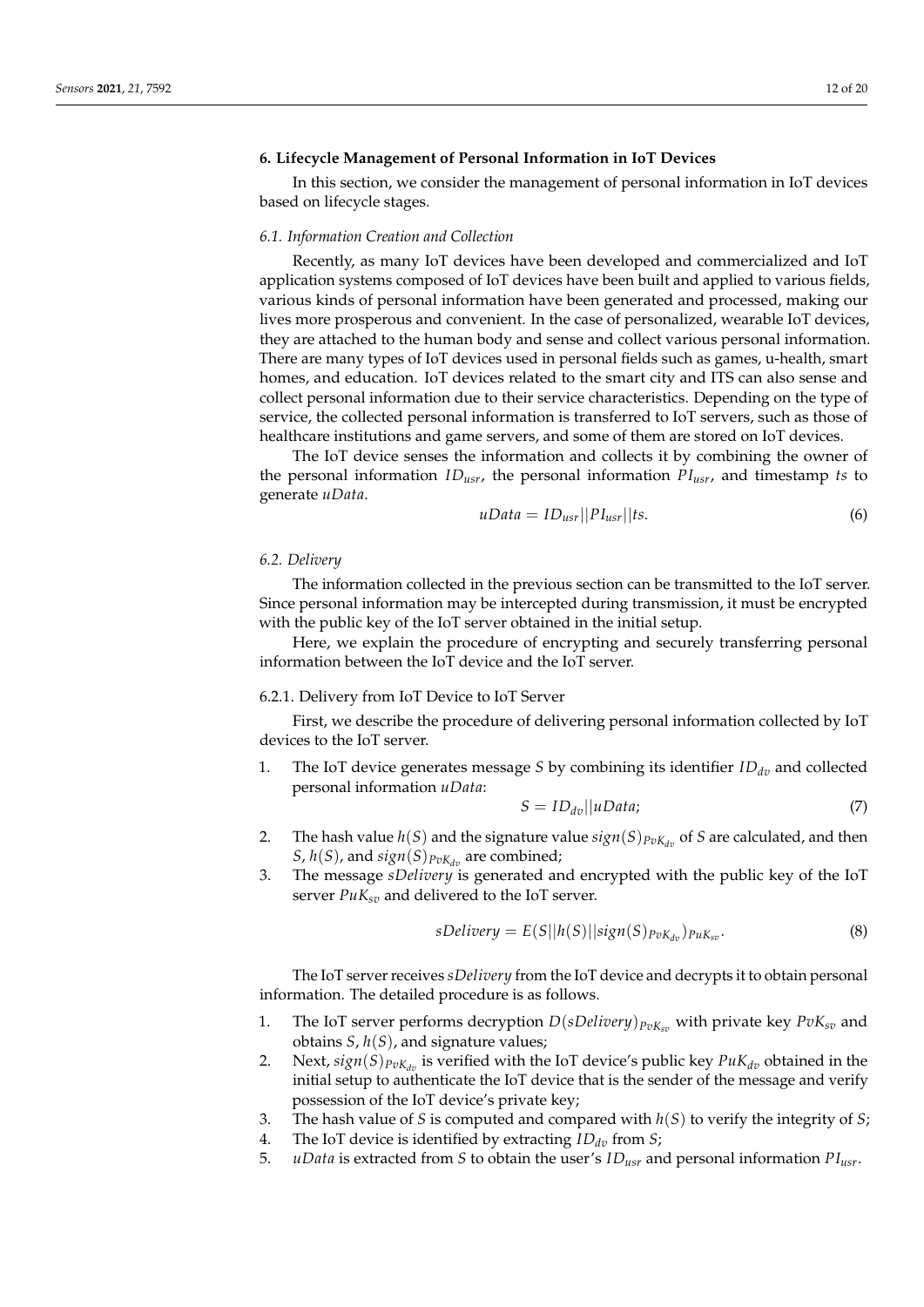## 6. Lifecycle Management of Personal Information in IoT Devices

In this section, we consider the management of personal information in IoT devices based on lifecycle stages.

### 6.1. Information Creation and Collection

Recently, as many IoT devices have been developed and commercialized and IoT application systems composed of IoT devices have been built and applied to various fields, various kinds of personal information have been generated and processed, making our lives more prosperous and convenient. In the case of personalized, wearable IoT devices, they are attached to the human body and sense and collect various personal information. There are many types of IoT devices used in personal fields such as games, u-health, smart homes, and education. IoT devices related to the smart city and ITS can also sense and collect personal information due to their service characteristics. Depending on the type of service, the collected personal information is transferred to IoT servers, such as those of healthcare institutions and game servers, and some of them are stored on IoT devices.

The IoT device senses the information and collects it by combining the owner of the personal information $ID_{usr}$, the personal information $PI_{usr}$, and timestamp $ts$ to generate $uData$.

$$uData = ID_{usr}||PI_{usr}||ts. \tag{6}$$

### 6.2. Delivery

The information collected in the previous section can be transmitted to the IoT server. Since personal information may be intercepted during transmission, it must be encrypted with the public key of the IoT server obtained in the initial setup.

Here, we explain the procedure of encrypting and securely transferring personal information between the IoT device and the IoT server.

#### 6.2.1. Delivery from IoT Device to IoT Server

First, we describe the procedure of delivering personal information collected by IoT devices to the IoT server.

1. The IoT device generates message $S$ by combining its identifier $ID_{dv}$ and collected personal information $uData$:

$$S = ID_{dv}||uData; \tag{7}$$

2. The hash value $h(S)$ and the signature value $sign(S)_{PvK_{dv}}$ of $S$ are calculated, and then $S$, $h(S)$, and $sign(S)_{PvK_{dv}}$ are combined;
3. The message $sDelivery$ is generated and encrypted with the public key of the IoT server $PuK_{sv}$ and delivered to the IoT server.

$$sDelivery = E(S||h(S)||sign(S)_{PvK_{dv}})_{PuK_{sv}}. \tag{8}$$

The IoT server receives $sDelivery$ from the IoT device and decrypts it to obtain personal information. The detailed procedure is as follows.

1. The IoT server performs decryption $D(sDelivery)_{PvK_{sv}}$ with private key $PvK_{sv}$ and obtains $S$, $h(S)$, and signature values;
2. Next, $sign(S)_{PvK_{dv}}$ is verified with the IoT device's public key $PuK_{dv}$ obtained in the initial setup to authenticate the IoT device that is the sender of the message and verify possession of the IoT device's private key;
3. The hash value of $S$ is computed and compared with $h(S)$ to verify the integrity of $S$;
4. The IoT device is identified by extracting $ID_{dv}$ from $S$;
5. $uData$ is extracted from $S$ to obtain the user's $ID_{usr}$ and personal information $PI_{usr}$.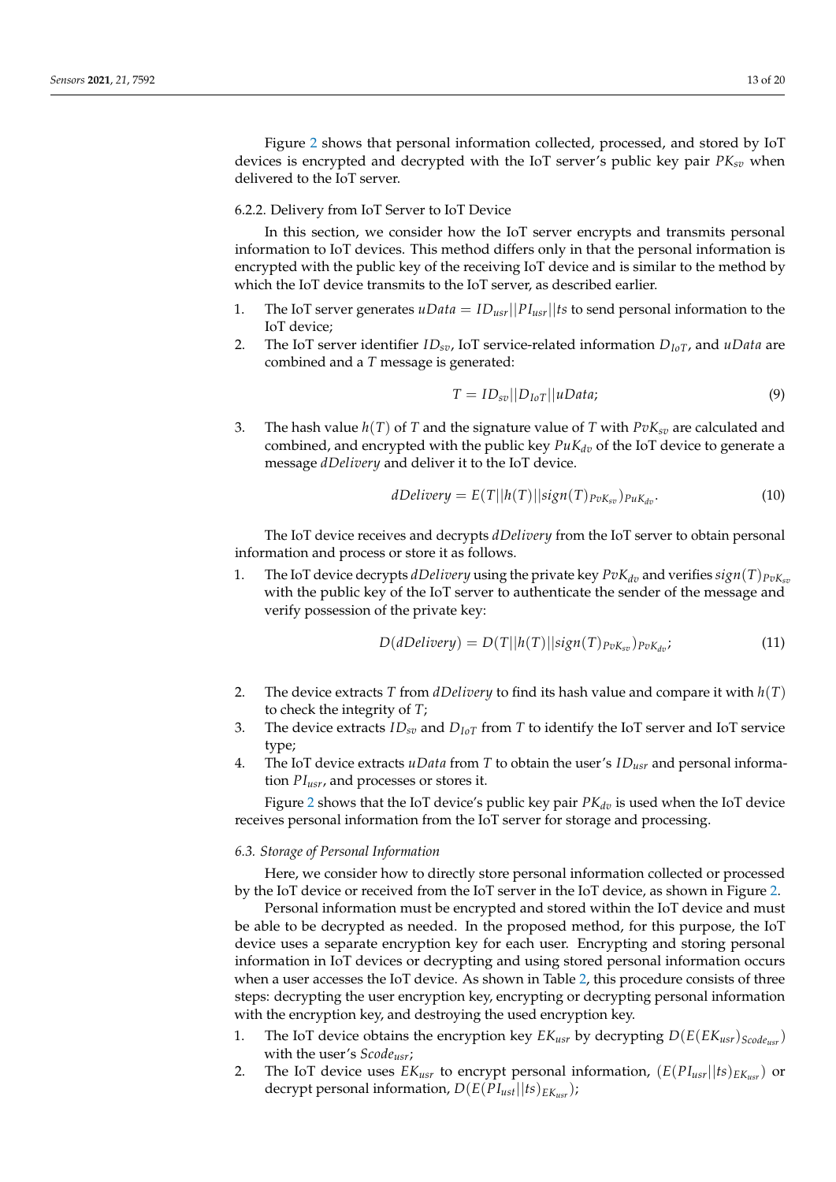Figure 2 shows that personal information collected, processed, and stored by IoT devices is encrypted and decrypted with the IoT server's public key pair $PK_{sv}$ when delivered to the IoT server.

#### 6.2.2. Delivery from IoT Server to IoT Device

In this section, we consider how the IoT server encrypts and transmits personal information to IoT devices. This method differs only in that the personal information is encrypted with the public key of the receiving IoT device and is similar to the method by which the IoT device transmits to the IoT server, as described earlier.

1. The IoT server generates $uData = ID_{usr}||PI_{usr}||ts$ to send personal information to the IoT device;
2. The IoT server identifier $ID_{sv}$, IoT service-related information $D_{IoT}$, and $uData$ are combined and a $T$ message is generated:

$$T = ID_{sv}||D_{IoT}||uData; \tag{9}$$

3. The hash value $h(T)$ of $T$ and the signature value of $T$ with $PvK_{sv}$ are calculated and combined, and encrypted with the public key $PuK_{dv}$ of the IoT device to generate a message $dDelivery$ and deliver it to the IoT device.

$$dDelivery = E(T||h(T)||sign(T)_{PvK_{sv}})_{PuK_{dv}}. \tag{10}$$

The IoT device receives and decrypts $dDelivery$ from the IoT server to obtain personal information and process or store it as follows.

1. The IoT device decrypts $dDelivery$ using the private key $PvK_{dv}$ and verifies $sign(T)_{PvK_{sv}}$ with the public key of the IoT server to authenticate the sender of the message and verify possession of the private key:

$$D(dDelivery) = D(T||h(T)||sign(T)_{PvK_{sv}})_{PvK_{dv}}; \tag{11}$$

2. The device extracts $T$ from $dDelivery$ to find its hash value and compare it with $h(T)$ to check the integrity of $T$;
3. The device extracts $ID_{sv}$ and $D_{IoT}$ from $T$ to identify the IoT server and IoT service type;
4. The IoT device extracts $uData$ from $T$ to obtain the user's $ID_{usr}$ and personal information $PI_{usr}$, and processes or stores it.

Figure 2 shows that the IoT device's public key pair $PK_{dv}$ is used when the IoT device receives personal information from the IoT server for storage and processing.

### *6.3. Storage of Personal Information*

Here, we consider how to directly store personal information collected or processed by the IoT device or received from the IoT server in the IoT device, as shown in Figure 2.

Personal information must be encrypted and stored within the IoT device and must be able to be decrypted as needed. In the proposed method, for this purpose, the IoT device uses a separate encryption key for each user. Encrypting and storing personal information in IoT devices or decrypting and using stored personal information occurs when a user accesses the IoT device. As shown in Table 2, this procedure consists of three steps: decrypting the user encryption key, encrypting or decrypting personal information with the encryption key, and destroying the used encryption key.

1. The IoT device obtains the encryption key $EK_{usr}$ by decrypting $D(E(EK_{usr})_{Scode_{usr}})$ with the user's $Scode_{usr}$;
2. The IoT device uses $EK_{usr}$ to encrypt personal information, $(E(PI_{usr}||ts)_{EK_{usr}})$ or decrypt personal information, $D(E(PI_{ust}||ts)_{EK_{usr}})$;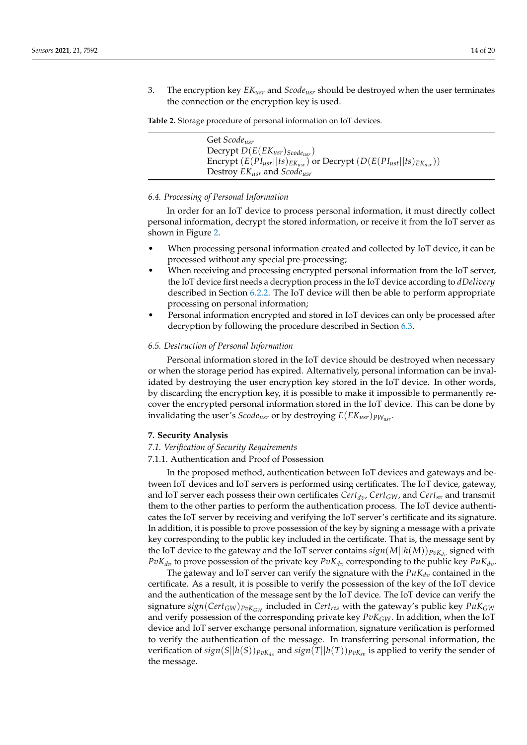3. The encryption key $EK_{usr}$ and $Scode_{usr}$ should be destroyed when the user terminates the connection or the encryption key is used.

**Table 2.** Storage procedure of personal information on IoT devices.

| |
|---|
| Get $Scode_{usr}$ |
| Decrypt $D(E(EK_{usr})_{Scode_{usr}})$ |
| Encrypt $(E(PI_{usr}\|\|ts)_{EK_{usr}})$ or Decrypt $(D(E(PI_{ust}\|\|ts)_{EK_{usr}}))$ |
| Destroy $EK_{usr}$ and $Scode_{usr}$ |

### 6.4. Processing of Personal Information

In order for an IoT device to process personal information, it must directly collect personal information, decrypt the stored information, or receive it from the IoT server as shown in Figure 2.

- When processing personal information created and collected by IoT device, it can be processed without any special pre-processing;
- When receiving and processing encrypted personal information from the IoT server, the IoT device first needs a decryption process in the IoT device according to *dDelivery* described in Section 6.2.2. The IoT device will then be able to perform appropriate processing on personal information;
- Personal information encrypted and stored in IoT devices can only be processed after decryption by following the procedure described in Section 6.3.

### 6.5. Destruction of Personal Information

Personal information stored in the IoT device should be destroyed when necessary or when the storage period has expired. Alternatively, personal information can be invalidated by destroying the user encryption key stored in the IoT device. In other words, by discarding the encryption key, it is possible to make it impossible to permanently recover the encrypted personal information stored in the IoT device. This can be done by invalidating the user's $Scode_{usr}$ or by destroying $E(EK_{usr})_{PW_{usr}}$.

## 7. Security Analysis

### 7.1. Verification of Security Requirements

#### 7.1.1. Authentication and Proof of Possession

In the proposed method, authentication between IoT devices and gateways and between IoT devices and IoT servers is performed using certificates. The IoT device, gateway, and IoT server each possess their own certificates $Cert_{dv}$, $Cert_{GW}$, and $Cert_{sv}$ and transmit them to the other parties to perform the authentication process. The IoT device authenticates the IoT server by receiving and verifying the IoT server's certificate and its signature. In addition, it is possible to prove possession of the key by signing a message with a private key corresponding to the public key included in the certificate. That is, the message sent by the IoT device to the gateway and the IoT server contains $sign(M||h(M))_{PvK_{dv}}$ signed with $PvK_{dv}$ to prove possession of the private key $PvK_{dv}$ corresponding to the public key $PuK_{dv}$.

The gateway and IoT server can verify the signature with the $PuK_{dv}$ contained in the certificate. As a result, it is possible to verify the possession of the key of the IoT device and the authentication of the message sent by the IoT device. The IoT device can verify the signature $sign(Cert_{GW})_{PvK_{GW}}$ included in $Cert_{res}$ with the gateway's public key $PuK_{GW}$ and verify possession of the corresponding private key $PvK_{GW}$. In addition, when the IoT device and IoT server exchange personal information, signature verification is performed to verify the authentication of the message. In transferring personal information, the verification of $sign(S||h(S))_{PvK_{dv}}$ and $sign(T||h(T))_{PvK_{sv}}$ is applied to verify the sender of the message.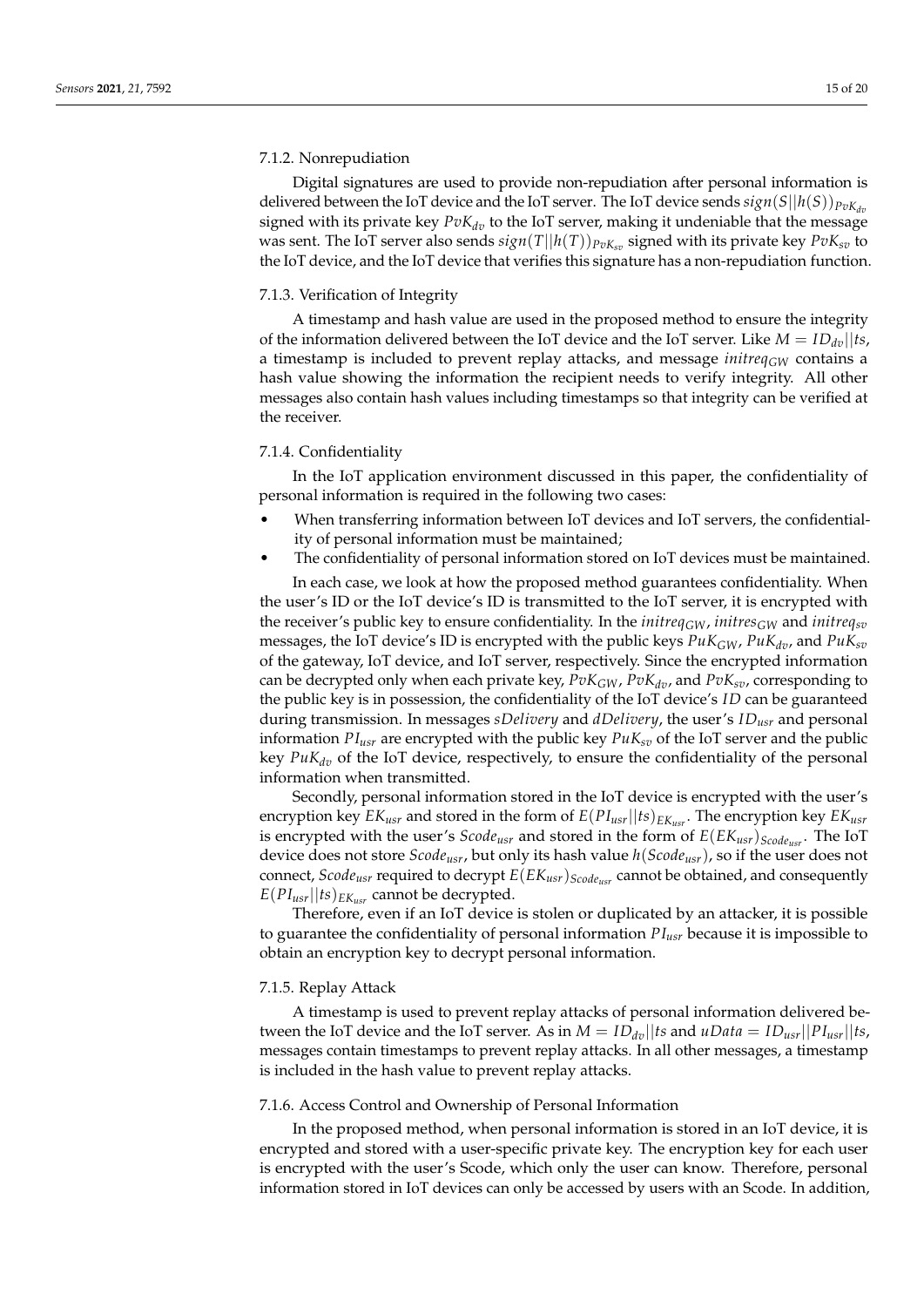#### 7.1.2. Nonrepudiation

Digital signatures are used to provide non-repudiation after personal information is delivered between the IoT device and the IoT server. The IoT device sends $sign(S||h(S))_{PvK_{dv}}$ signed with its private key $PvK_{dv}$ to the IoT server, making it undeniable that the message was sent. The IoT server also sends $sign(T||h(T))_{PvK_{sv}}$ signed with its private key $PvK_{sv}$ to the IoT device, and the IoT device that verifies this signature has a non-repudiation function.

#### 7.1.3. Verification of Integrity

A timestamp and hash value are used in the proposed method to ensure the integrity of the information delivered between the IoT device and the IoT server. Like $M = ID_{dv}||ts$, a timestamp is included to prevent replay attacks, and message $initreq_{GW}$ contains a hash value showing the information the recipient needs to verify integrity. All other messages also contain hash values including timestamps so that integrity can be verified at the receiver.

#### 7.1.4. Confidentiality

In the IoT application environment discussed in this paper, the confidentiality of personal information is required in the following two cases:

- When transferring information between IoT devices and IoT servers, the confidentiality of personal information must be maintained;
- The confidentiality of personal information stored on IoT devices must be maintained.

In each case, we look at how the proposed method guarantees confidentiality. When the user's ID or the IoT device's ID is transmitted to the IoT server, it is encrypted with the receiver's public key to ensure confidentiality. In the $initreq_{GW}$, $initres_{GW}$ and $initreq_{sv}$ messages, the IoT device's ID is encrypted with the public keys $PuK_{GW}$, $PuK_{dv}$, and $PuK_{sv}$ of the gateway, IoT device, and IoT server, respectively. Since the encrypted information can be decrypted only when each private key, $PvK_{GW}$, $PvK_{dv}$, and $PvK_{sv}$, corresponding to the public key is in possession, the confidentiality of the IoT device's $ID$ can be guaranteed during transmission. In messages *sDelivery* and *dDelivery*, the user's $ID_{usr}$ and personal information $PI_{usr}$ are encrypted with the public key $PuK_{sv}$ of the IoT server and the public key $PuK_{dv}$ of the IoT device, respectively, to ensure the confidentiality of the personal information when transmitted.

Secondly, personal information stored in the IoT device is encrypted with the user's encryption key $EK_{usr}$ and stored in the form of $E(PI_{usr}||ts)_{EK_{usr}}$. The encryption key $EK_{usr}$ is encrypted with the user's $Scode_{usr}$ and stored in the form of $E(EK_{usr})_{Scode_{usr}}$. The IoT device does not store $Scode_{usr}$, but only its hash value $h(Scode_{usr})$, so if the user does not connect, $Scode_{usr}$ required to decrypt $E(EK_{usr})_{Scode_{usr}}$ cannot be obtained, and consequently $E(PI_{usr}||ts)_{EK_{usr}}$ cannot be decrypted.

Therefore, even if an IoT device is stolen or duplicated by an attacker, it is possible to guarantee the confidentiality of personal information $PI_{usr}$ because it is impossible to obtain an encryption key to decrypt personal information.

#### 7.1.5. Replay Attack

A timestamp is used to prevent replay attacks of personal information delivered between the IoT device and the IoT server. As in $M = ID_{dv}||ts$ and $uData = ID_{usr}||PI_{usr}||ts$, messages contain timestamps to prevent replay attacks. In all other messages, a timestamp is included in the hash value to prevent replay attacks.

#### 7.1.6. Access Control and Ownership of Personal Information

In the proposed method, when personal information is stored in an IoT device, it is encrypted and stored with a user-specific private key. The encryption key for each user is encrypted with the user's Scode, which only the user can know. Therefore, personal information stored in IoT devices can only be accessed by users with an Scode. In addition,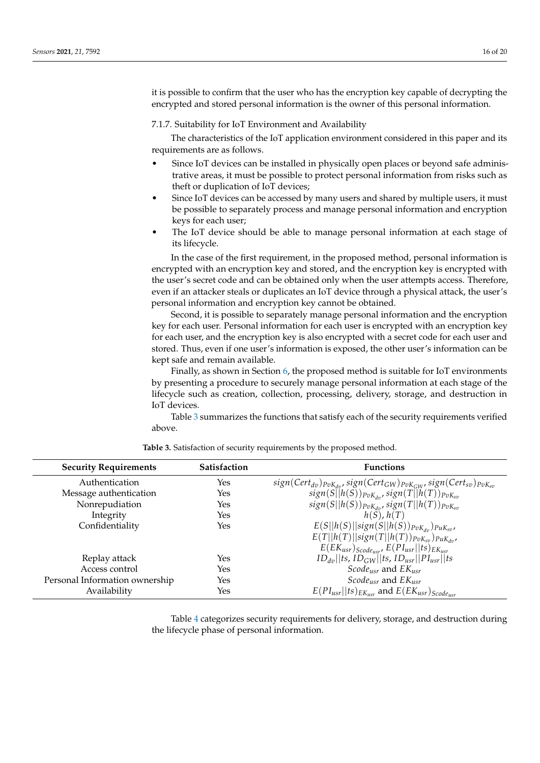it is possible to confirm that the user who has the encryption key capable of decrypting the encrypted and stored personal information is the owner of this personal information.

#### 7.1.7. Suitability for IoT Environment and Availability

The characteristics of the IoT application environment considered in this paper and its requirements are as follows.

- Since IoT devices can be installed in physically open places or beyond safe administrative areas, it must be possible to protect personal information from risks such as theft or duplication of IoT devices;
- Since IoT devices can be accessed by many users and shared by multiple users, it must be possible to separately process and manage personal information and encryption keys for each user;
- The IoT device should be able to manage personal information at each stage of its lifecycle.

In the case of the first requirement, in the proposed method, personal information is encrypted with an encryption key and stored, and the encryption key is encrypted with the user's secret code and can be obtained only when the user attempts access. Therefore, even if an attacker steals or duplicates an IoT device through a physical attack, the user's personal information and encryption key cannot be obtained.

Second, it is possible to separately manage personal information and the encryption key for each user. Personal information for each user is encrypted with an encryption key for each user, and the encryption key is also encrypted with a secret code for each user and stored. Thus, even if one user's information is exposed, the other user's information can be kept safe and remain available.

Finally, as shown in Section 6, the proposed method is suitable for IoT environments by presenting a procedure to securely manage personal information at each stage of the lifecycle such as creation, collection, processing, delivery, storage, and destruction in IoT devices.

Table 3 summarizes the functions that satisfy each of the security requirements verified above.

**Table 3.** Satisfaction of security requirements by the proposed method.

| Security Requirements | Satisfaction | Functions |
| --- | --- | --- |
| Authentication | Yes | $sign(Cert_{dv})_{PvK_{dv}}$, $sign(Cert_{GW})_{PvK_{GW}}$, $sign(Cert_{sv})_{PvK_{sv}}$ |
| Message authentication | Yes | $sign(S\|\|h(S))_{PvK_{dv}}$, $sign(T\|\|h(T))_{PvK_{sv}}$ |
| Nonrepudiation | Yes | $sign(S\|\|h(S))_{PvK_{dv}}$, $sign(T\|\|h(T))_{PvK_{sv}}$ |
| Integrity | Yes | $h(S)$, $h(T)$ |
| Confidentiality | Yes | $E(S\|\|h(S)\|\|sign(S\|\|h(S))_{PvK_{dv}})_{PuK_{sv}}$, $E(T\|\|h(T)\|\|sign(T\|\|h(T))_{PvK_{sv}})_{PuK_{dv}}$, $E(EK_{usr})_{Scode_{usr}}$, $E(PI_{usr}\|\|ts)_{EK_{usr}}$ |
| Replay attack | Yes | $ID_{dv}\|\|ts$, $ID_{GW}\|\|ts$, $ID_{usr}\|\|PI_{usr}\|\|ts$ |
| Access control | Yes | $Scode_{usr}$ and $EK_{usr}$ |
| Personal Information ownership | Yes | $Scode_{usr}$ and $EK_{usr}$ |
| Availability | Yes | $E(PI_{usr}\|\|ts)_{EK_{usr}}$ and $E(EK_{usr})_{Scode_{usr}}$ |

Table 4 categorizes security requirements for delivery, storage, and destruction during the lifecycle phase of personal information.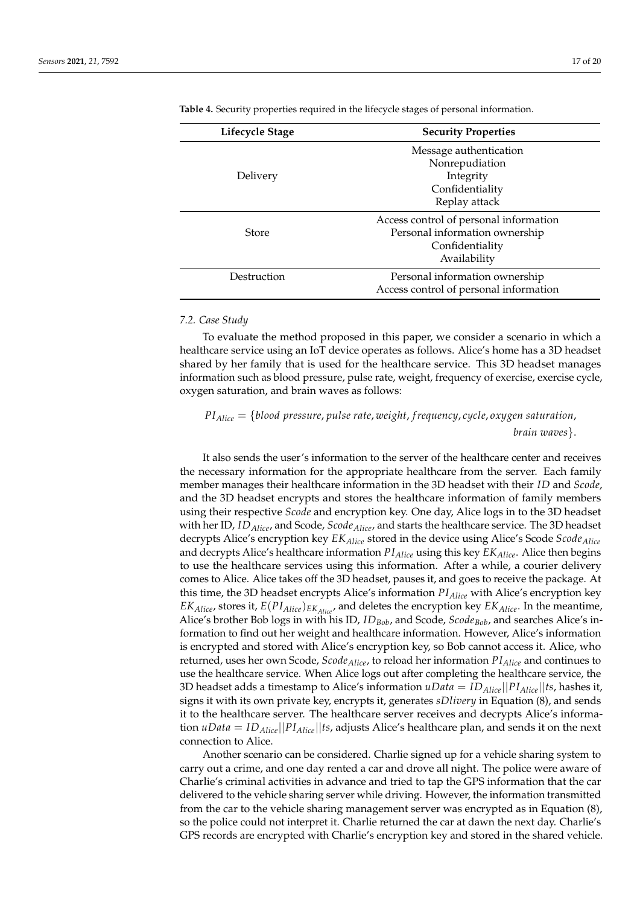**Table 4.** Security properties required in the lifecycle stages of personal information.

| Lifecycle Stage | Security Properties |
| --- | --- |
| Delivery | Message authentication<br>Nonrepudiation<br>Integrity<br>Confidentiality<br>Replay attack |
| Store | Access control of personal information<br>Personal information ownership<br>Confidentiality<br>Availability |
| Destruction | Personal information ownership<br>Access control of personal information |

### 7.2. Case Study

To evaluate the method proposed in this paper, we consider a scenario in which a healthcare service using an IoT device operates as follows. Alice's home has a 3D headset shared by her family that is used for the healthcare service. This 3D headset manages information such as blood pressure, pulse rate, weight, frequency of exercise, exercise cycle, oxygen saturation, and brain waves as follows:

$$PI_{Alice} = \{blood\ pressure, pulse\ rate, weight, frequency, cycle, oxygen\ saturation, brain\ waves\}.$$

It also sends the user's information to the server of the healthcare center and receives the necessary information for the appropriate healthcare from the server. Each family member manages their healthcare information in the 3D headset with their *ID* and *Scode*, and the 3D headset encrypts and stores the healthcare information of family members using their respective *Scode* and encryption key. One day, Alice logs in to the 3D headset with her ID, $ID_{Alice}$, and Scode, $Scode_{Alice}$, and starts the healthcare service. The 3D headset decrypts Alice's encryption key $EK_{Alice}$ stored in the device using Alice's Scode $Scode_{Alice}$ and decrypts Alice's healthcare information $PI_{Alice}$ using this key $EK_{Alice}$. Alice then begins to use the healthcare services using this information. After a while, a courier delivery comes to Alice. Alice takes off the 3D headset, pauses it, and goes to receive the package. At this time, the 3D headset encrypts Alice's information $PI_{Alice}$ with Alice's encryption key $EK_{Alice}$, stores it, $E(PI_{Alice})_{EK_{Alice}}$, and deletes the encryption key $EK_{Alice}$. In the meantime, Alice's brother Bob logs in with his ID, $ID_{Bob}$, and Scode, $Scode_{Bob}$, and searches Alice's information to find out her weight and healthcare information. However, Alice's information is encrypted and stored with Alice's encryption key, so Bob cannot access it. Alice, who returned, uses her own Scode, $Scode_{Alice}$, to reload her information $PI_{Alice}$ and continues to use the healthcare service. When Alice logs out after completing the healthcare service, the 3D headset adds a timestamp to Alice's information $uData = ID_{Alice}||PI_{Alice}||ts$, hashes it, signs it with its own private key, encrypts it, generates *sDlivery* in Equation (8), and sends it to the healthcare server. The healthcare server receives and decrypts Alice's information $uData = ID_{Alice}||PI_{Alice}||ts$, adjusts Alice's healthcare plan, and sends it on the next connection to Alice.

Another scenario can be considered. Charlie signed up for a vehicle sharing system to carry out a crime, and one day rented a car and drove all night. The police were aware of Charlie's criminal activities in advance and tried to tap the GPS information that the car delivered to the vehicle sharing server while driving. However, the information transmitted from the car to the vehicle sharing management server was encrypted as in Equation (8), so the police could not interpret it. Charlie returned the car at dawn the next day. Charlie's GPS records are encrypted with Charlie's encryption key and stored in the shared vehicle.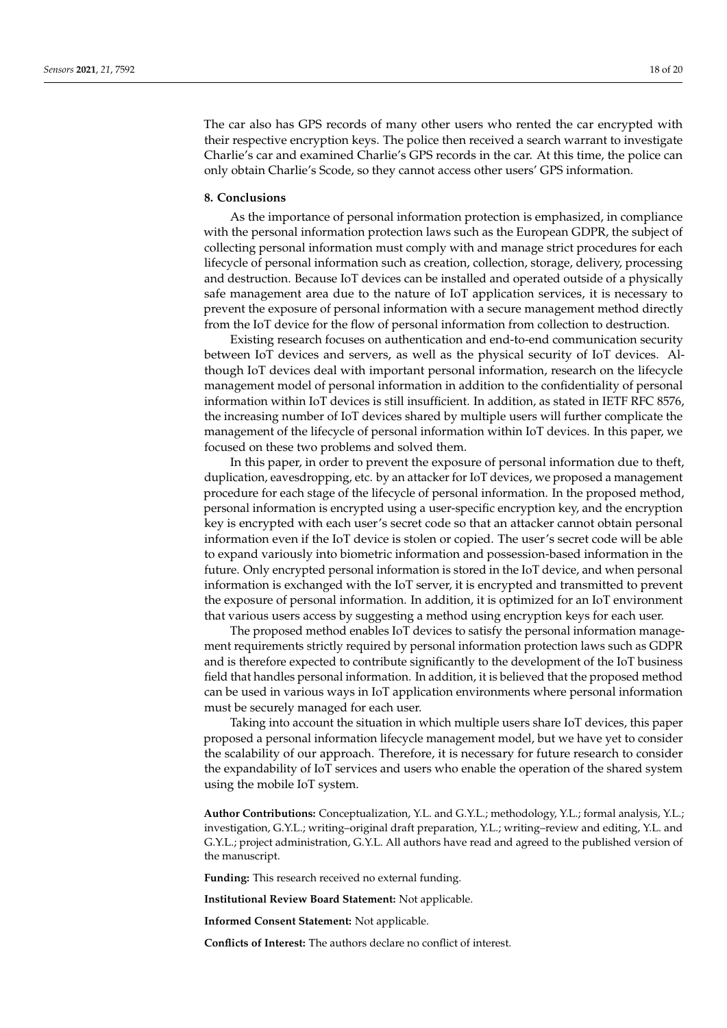The car also has GPS records of many other users who rented the car encrypted with their respective encryption keys. The police then received a search warrant to investigate Charlie's car and examined Charlie's GPS records in the car. At this time, the police can only obtain Charlie's Scode, so they cannot access other users' GPS information.

## 8. Conclusions

As the importance of personal information protection is emphasized, in compliance with the personal information protection laws such as the European GDPR, the subject of collecting personal information must comply with and manage strict procedures for each lifecycle of personal information such as creation, collection, storage, delivery, processing and destruction. Because IoT devices can be installed and operated outside of a physically safe management area due to the nature of IoT application services, it is necessary to prevent the exposure of personal information with a secure management method directly from the IoT device for the flow of personal information from collection to destruction.

Existing research focuses on authentication and end-to-end communication security between IoT devices and servers, as well as the physical security of IoT devices. Although IoT devices deal with important personal information, research on the lifecycle management model of personal information in addition to the confidentiality of personal information within IoT devices is still insufficient. In addition, as stated in IETF RFC 8576, the increasing number of IoT devices shared by multiple users will further complicate the management of the lifecycle of personal information within IoT devices. In this paper, we focused on these two problems and solved them.

In this paper, in order to prevent the exposure of personal information due to theft, duplication, eavesdropping, etc. by an attacker for IoT devices, we proposed a management procedure for each stage of the lifecycle of personal information. In the proposed method, personal information is encrypted using a user-specific encryption key, and the encryption key is encrypted with each user's secret code so that an attacker cannot obtain personal information even if the IoT device is stolen or copied. The user's secret code will be able to expand variously into biometric information and possession-based information in the future. Only encrypted personal information is stored in the IoT device, and when personal information is exchanged with the IoT server, it is encrypted and transmitted to prevent the exposure of personal information. In addition, it is optimized for an IoT environment that various users access by suggesting a method using encryption keys for each user.

The proposed method enables IoT devices to satisfy the personal information management requirements strictly required by personal information protection laws such as GDPR and is therefore expected to contribute significantly to the development of the IoT business field that handles personal information. In addition, it is believed that the proposed method can be used in various ways in IoT application environments where personal information must be securely managed for each user.

Taking into account the situation in which multiple users share IoT devices, this paper proposed a personal information lifecycle management model, but we have yet to consider the scalability of our approach. Therefore, it is necessary for future research to consider the expandability of IoT services and users who enable the operation of the shared system using the mobile IoT system.

**Author Contributions:** Conceptualization, Y.L. and G.Y.L.; methodology, Y.L.; formal analysis, Y.L.; investigation, G.Y.L.; writing–original draft preparation, Y.L.; writing–review and editing, Y.L. and G.Y.L.; project administration, G.Y.L. All authors have read and agreed to the published version of the manuscript.

**Funding:** This research received no external funding.

**Institutional Review Board Statement:** Not applicable.

**Informed Consent Statement:** Not applicable.

**Conflicts of Interest:** The authors declare no conflict of interest.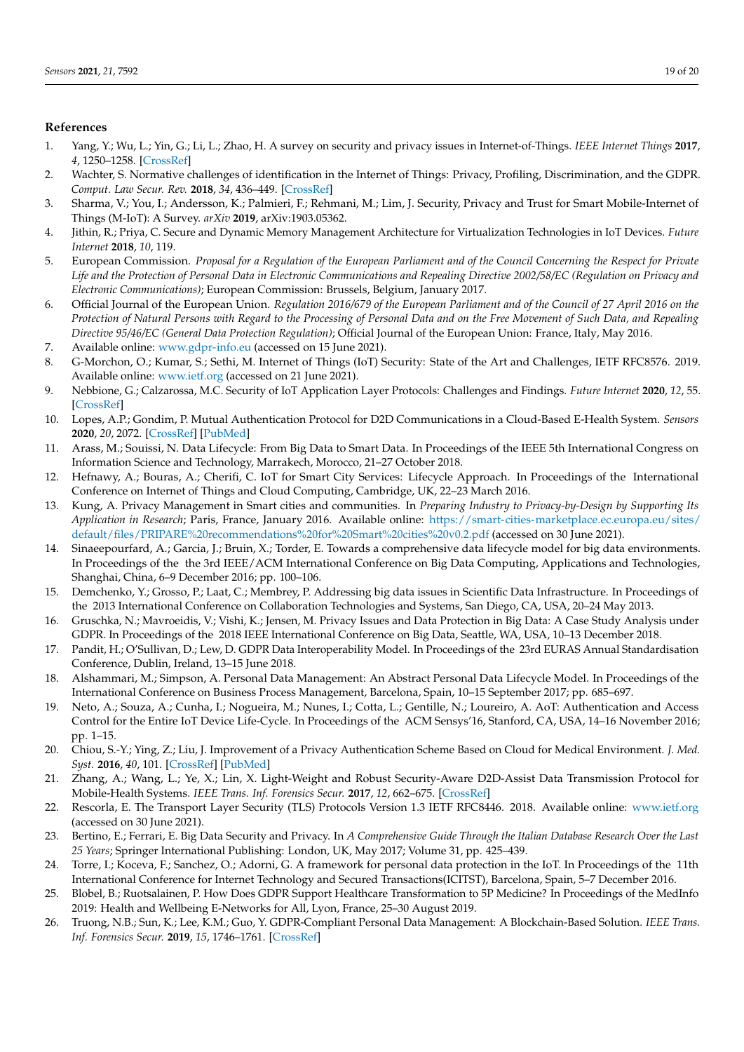## References

1. Yang, Y.; Wu, L.; Yin, G.; Li, L.; Zhao, H. A survey on security and privacy issues in Internet-of-Things. *IEEE Internet Things* **2017**, *4*, 1250–1258. [CrossRef]
2. Wachter, S. Normative challenges of identification in the Internet of Things: Privacy, Profiling, Discrimination, and the GDPR. *Comput. Law Secur. Rev.* **2018**, *34*, 436–449. [CrossRef]
3. Sharma, V.; You, I.; Andersson, K.; Palmieri, F.; Rehmani, M.; Lim, J. Security, Privacy and Trust for Smart Mobile-Internet of Things (M-IoT): A Survey. *arXiv* **2019**, arXiv:1903.05362.
4. Jithin, R.; Priya, C. Secure and Dynamic Memory Management Architecture for Virtualization Technologies in IoT Devices. *Future Internet* **2018**, *10*, 119.
5. European Commission. *Proposal for a Regulation of the European Parliament and of the Council Concerning the Respect for Private Life and the Protection of Personal Data in Electronic Communications and Repealing Directive 2002/58/EC (Regulation on Privacy and Electronic Communications)*; European Commission: Brussels, Belgium, January 2017.
6. Official Journal of the European Union. *Regulation 2016/679 of the European Parliament and of the Council of 27 April 2016 on the Protection of Natural Persons with Regard to the Processing of Personal Data and on the Free Movement of Such Data, and Repealing Directive 95/46/EC (General Data Protection Regulation)*; Official Journal of the European Union: France, Italy, May 2016.
7. Available online: www.gdpr-info.eu (accessed on 15 June 2021).
8. G-Morchon, O.; Kumar, S.; Sethi, M. Internet of Things (IoT) Security: State of the Art and Challenges, IETF RFC8576. 2019. Available online: www.ietf.org (accessed on 21 June 2021).
9. Nebbione, G.; Calzarossa, M.C. Security of IoT Application Layer Protocols: Challenges and Findings. *Future Internet* **2020**, *12*, 55. [CrossRef]
10. Lopes, A.P.; Gondim, P. Mutual Authentication Protocol for D2D Communications in a Cloud-Based E-Health System. *Sensors* **2020**, *20*, 2072. [CrossRef] [PubMed]
11. Arass, M.; Souissi, N. Data Lifecycle: From Big Data to Smart Data. In Proceedings of the IEEE 5th International Congress on Information Science and Technology, Marrakech, Morocco, 21–27 October 2018.
12. Hefnawy, A.; Bouras, A.; Cherifi, C. IoT for Smart City Services: Lifecycle Approach. In Proceedings of the International Conference on Internet of Things and Cloud Computing, Cambridge, UK, 22–23 March 2016.
13. Kung, A. Privacy Management in Smart cities and communities. In *Preparing Industry to Privacy-by-Design by Supporting Its Application in Research*; Paris, France, January 2016. Available online: https://smart-cities-marketplace.ec.europa.eu/sites/default/files/PRIPARE%20recommendations%20for%20Smart%20cities%20v0.2.pdf (accessed on 30 June 2021).
14. Sinaeepourfard, A.; Garcia, J.; Bruin, X.; Torder, E. Towards a comprehensive data lifecycle model for big data environments. In Proceedings of the the 3rd IEEE/ACM International Conference on Big Data Computing, Applications and Technologies, Shanghai, China, 6–9 December 2016; pp. 100–106.
15. Demchenko, Y.; Grosso, P.; Laat, C.; Membrey, P. Addressing big data issues in Scientific Data Infrastructure. In Proceedings of the 2013 International Conference on Collaboration Technologies and Systems, San Diego, CA, USA, 20–24 May 2013.
16. Gruschka, N.; Mavroeidis, V.; Vishi, K.; Jensen, M. Privacy Issues and Data Protection in Big Data: A Case Study Analysis under GDPR. In Proceedings of the 2018 IEEE International Conference on Big Data, Seattle, WA, USA, 10–13 December 2018.
17. Pandit, H.; O'Sullivan, D.; Lew, D. GDPR Data Interoperability Model. In Proceedings of the 23rd EURAS Annual Standardisation Conference, Dublin, Ireland, 13–15 June 2018.
18. Alshammari, M.; Simpson, A. Personal Data Management: An Abstract Personal Data Lifecycle Model. In Proceedings of the International Conference on Business Process Management, Barcelona, Spain, 10–15 September 2017; pp. 685–697.
19. Neto, A.; Souza, A.; Cunha, I.; Nogueira, M.; Nunes, I.; Cotta, L.; Gentille, N.; Loureiro, A. AoT: Authentication and Access Control for the Entire IoT Device Life-Cycle. In Proceedings of the ACM Sensys'16, Stanford, CA, USA, 14–16 November 2016; pp. 1–15.
20. Chiou, S.-Y.; Ying, Z.; Liu, J. Improvement of a Privacy Authentication Scheme Based on Cloud for Medical Environment. *J. Med. Syst.* **2016**, *40*, 101. [CrossRef] [PubMed]
21. Zhang, A.; Wang, L.; Ye, X.; Lin, X. Light-Weight and Robust Security-Aware D2D-Assist Data Transmission Protocol for Mobile-Health Systems. *IEEE Trans. Inf. Forensics Secur.* **2017**, *12*, 662–675. [CrossRef]
22. Rescorla, E. The Transport Layer Security (TLS) Protocols Version 1.3 IETF RFC8446. 2018. Available online: www.ietf.org (accessed on 30 June 2021).
23. Bertino, E.; Ferrari, E. Big Data Security and Privacy. In *A Comprehensive Guide Through the Italian Database Research Over the Last 25 Years*; Springer International Publishing: London, UK, May 2017; Volume 31, pp. 425–439.
24. Torre, I.; Koceva, F.; Sanchez, O.; Adorni, G. A framework for personal data protection in the IoT. In Proceedings of the 11th International Conference for Internet Technology and Secured Transactions(ICITST), Barcelona, Spain, 5–7 December 2016.
25. Blobel, B.; Ruotsalainen, P. How Does GDPR Support Healthcare Transformation to 5P Medicine? In Proceedings of the MedInfo 2019: Health and Wellbeing E-Networks for All, Lyon, France, 25–30 August 2019.
26. Truong, N.B.; Sun, K.; Lee, K.M.; Guo, Y. GDPR-Compliant Personal Data Management: A Blockchain-Based Solution. *IEEE Trans. Inf. Forensics Secur.* **2019**, *15*, 1746–1761. [CrossRef]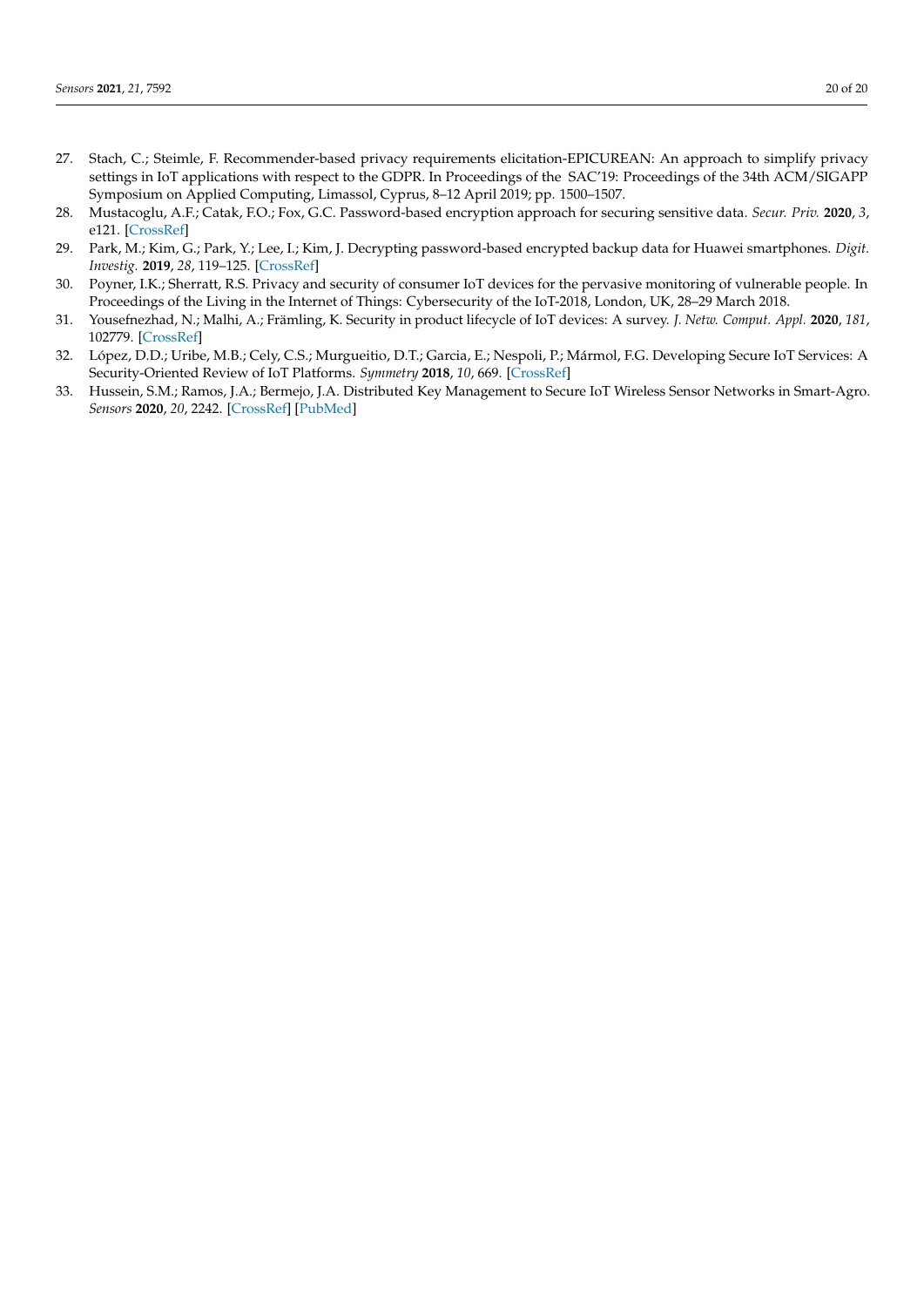27. Stach, C.; Steimle, F. Recommender-based privacy requirements elicitation-EPICUREAN: An approach to simplify privacy settings in IoT applications with respect to the GDPR. In Proceedings of the SAC'19: Proceedings of the 34th ACM/SIGAPP Symposium on Applied Computing, Limassol, Cyprus, 8–12 April 2019; pp. 1500–1507.
28. Mustacoglu, A.F.; Catak, F.O.; Fox, G.C. Password-based encryption approach for securing sensitive data. *Secur. Priv.* **2020**, *3*, e121. [CrossRef]
29. Park, M.; Kim, G.; Park, Y.; Lee, I.; Kim, J. Decrypting password-based encrypted backup data for Huawei smartphones. *Digit. Investig.* **2019**, *28*, 119–125. [CrossRef]
30. Poyner, I.K.; Sherratt, R.S. Privacy and security of consumer IoT devices for the pervasive monitoring of vulnerable people. In Proceedings of the Living in the Internet of Things: Cybersecurity of the IoT-2018, London, UK, 28–29 March 2018.
31. Yousefnezhad, N.; Malhi, A.; Främling, K. Security in product lifecycle of IoT devices: A survey. *J. Netw. Comput. Appl.* **2020**, *181*, 102779. [CrossRef]
32. López, D.D.; Uribe, M.B.; Cely, C.S.; Murgueitio, D.T.; Garcia, E.; Nespoli, P.; Mármol, F.G. Developing Secure IoT Services: A Security-Oriented Review of IoT Platforms. *Symmetry* **2018**, *10*, 669. [CrossRef]
33. Hussein, S.M.; Ramos, J.A.; Bermejo, J.A. Distributed Key Management to Secure IoT Wireless Sensor Networks in Smart-Agro. *Sensors* **2020**, *20*, 2242. [CrossRef] [PubMed]